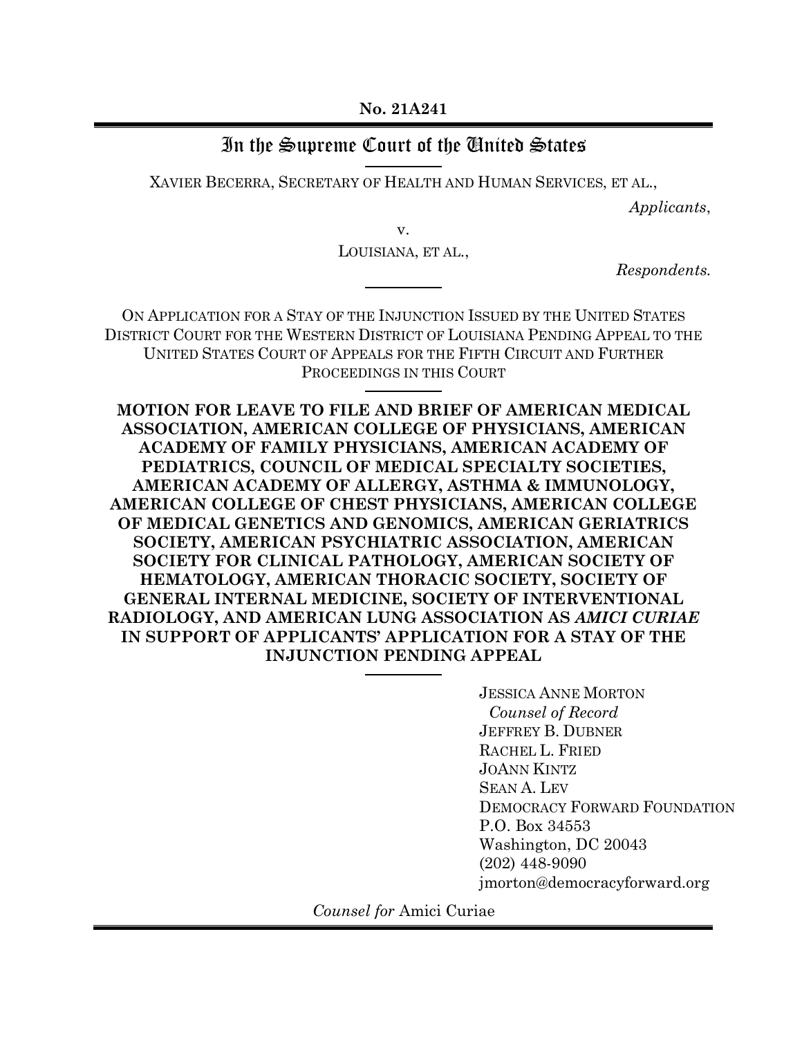**No. 21A241**

# In the Supreme Court of the United States

XAVIER BECERRA, SECRETARY OF HEALTH AND HUMAN SERVICES, ET AL.,

*Applicants*,

v.

LOUISIANA, ET AL.,

*Respondents.*

---

ON APPLICATION FOR A STAY OF THE INJUNCTION ISSUED BY THE UNITED STATES DISTRICT COURT FOR THE WESTERN DISTRICT OF LOUISIANA PENDING APPEAL TO THE UNITED STATES COURT OF APPEALS FOR THE FIFTH CIRCUIT AND FURTHER PROCEEDINGS IN THIS COURT

---

**MOTION FOR LEAVE TO FILE AND BRIEF OF AMERICAN MEDICAL ASSOCIATION, AMERICAN COLLEGE OF PHYSICIANS, AMERICAN ACADEMY OF FAMILY PHYSICIANS, AMERICAN ACADEMY OF PEDIATRICS, COUNCIL OF MEDICAL SPECIALTY SOCIETIES, AMERICAN ACADEMY OF ALLERGY, ASTHMA & IMMUNOLOGY, AMERICAN COLLEGE OF CHEST PHYSICIANS, AMERICAN COLLEGE OF MEDICAL GENETICS AND GENOMICS, AMERICAN GERIATRICS SOCIETY, AMERICAN PSYCHIATRIC ASSOCIATION, AMERICAN SOCIETY FOR CLINICAL PATHOLOGY, AMERICAN SOCIETY OF HEMATOLOGY, AMERICAN THORACIC SOCIETY, SOCIETY OF GENERAL INTERNAL MEDICINE, SOCIETY OF INTERVENTIONAL RADIOLOGY, AND AMERICAN LUNG ASSOCIATION AS *AMICI CURIAE* IN SUPPORT OF APPLICANTS' APPLICATION FOR A STAY OF THE INJUNCTION PENDING APPEAL**

---

JESSICA ANNE MORTON
*Counsel of Record*
JEFFREY B. DUBNER
RACHEL L. FRIED
JOANN KINTZ
SEAN A. LEV
DEMOCRACY FORWARD FOUNDATION
P.O. Box 34553
Washington, DC 20043
(202) 448-9090
jmorton@democracyforward.org

*Counsel for* Amici Curiae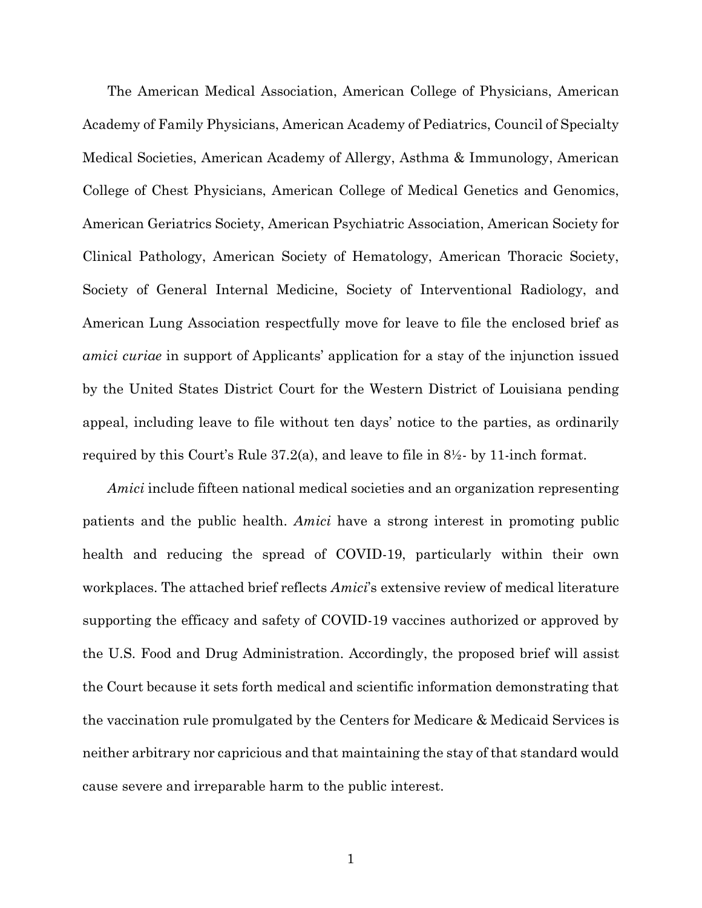The American Medical Association, American College of Physicians, American Academy of Family Physicians, American Academy of Pediatrics, Council of Specialty Medical Societies, American Academy of Allergy, Asthma & Immunology, American College of Chest Physicians, American College of Medical Genetics and Genomics, American Geriatrics Society, American Psychiatric Association, American Society for Clinical Pathology, American Society of Hematology, American Thoracic Society, Society of General Internal Medicine, Society of Interventional Radiology, and American Lung Association respectfully move for leave to file the enclosed brief as *amici curiae* in support of Applicants' application for a stay of the injunction issued by the United States District Court for the Western District of Louisiana pending appeal, including leave to file without ten days' notice to the parties, as ordinarily required by this Court's Rule 37.2(a), and leave to file in 8½- by 11-inch format.

*Amici* include fifteen national medical societies and an organization representing patients and the public health. *Amici* have a strong interest in promoting public health and reducing the spread of COVID-19, particularly within their own workplaces. The attached brief reflects *Amici*'s extensive review of medical literature supporting the efficacy and safety of COVID-19 vaccines authorized or approved by the U.S. Food and Drug Administration. Accordingly, the proposed brief will assist the Court because it sets forth medical and scientific information demonstrating that the vaccination rule promulgated by the Centers for Medicare & Medicaid Services is neither arbitrary nor capricious and that maintaining the stay of that standard would cause severe and irreparable harm to the public interest.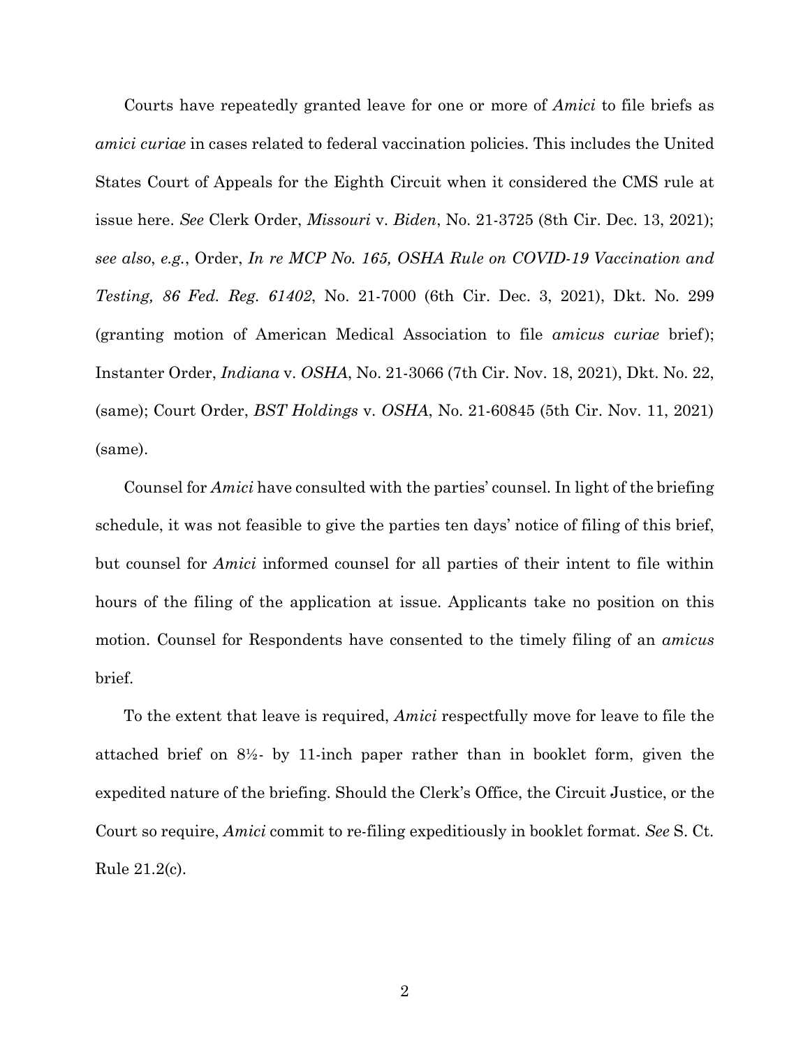Courts have repeatedly granted leave for one or more of *Amici* to file briefs as *amici curiae* in cases related to federal vaccination policies. This includes the United States Court of Appeals for the Eighth Circuit when it considered the CMS rule at issue here. *See* Clerk Order, *Missouri* v. *Biden*, No. 21-3725 (8th Cir. Dec. 13, 2021); *see also*, *e.g.*, Order, *In re MCP No. 165, OSHA Rule on COVID-19 Vaccination and Testing, 86 Fed. Reg. 61402*, No. 21-7000 (6th Cir. Dec. 3, 2021), Dkt. No. 299 (granting motion of American Medical Association to file *amicus curiae* brief); Instanter Order, *Indiana* v. *OSHA*, No. 21-3066 (7th Cir. Nov. 18, 2021), Dkt. No. 22, (same); Court Order, *BST Holdings* v. *OSHA*, No. 21-60845 (5th Cir. Nov. 11, 2021) (same).

Counsel for *Amici* have consulted with the parties' counsel. In light of the briefing schedule, it was not feasible to give the parties ten days' notice of filing of this brief, but counsel for *Amici* informed counsel for all parties of their intent to file within hours of the filing of the application at issue. Applicants take no position on this motion. Counsel for Respondents have consented to the timely filing of an *amicus* brief.

To the extent that leave is required, *Amici* respectfully move for leave to file the attached brief on 8½- by 11-inch paper rather than in booklet form, given the expedited nature of the briefing. Should the Clerk's Office, the Circuit Justice, or the Court so require, *Amici* commit to re-filing expeditiously in booklet format. *See* S. Ct. Rule 21.2(c).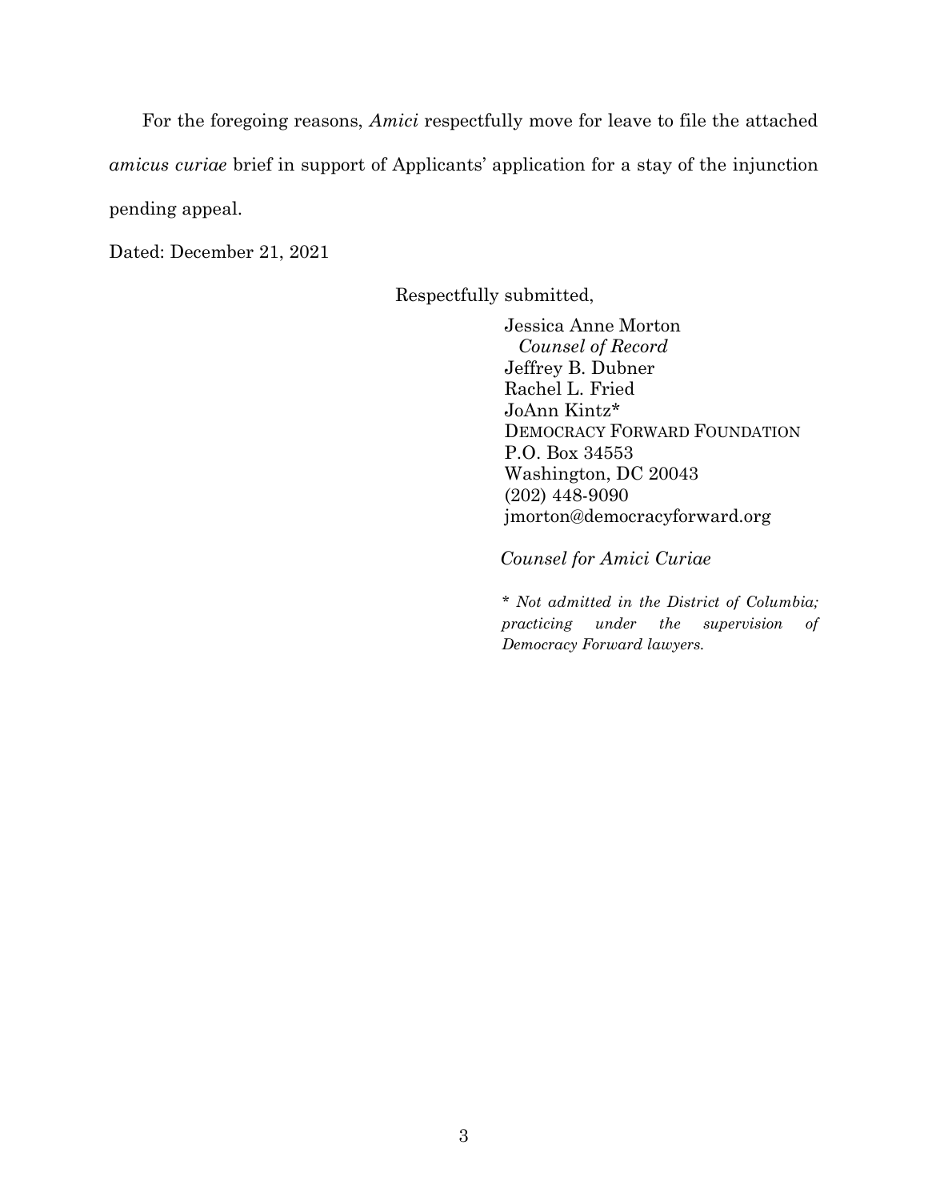For the foregoing reasons, *Amici* respectfully move for leave to file the attached *amicus curiae* brief in support of Applicants' application for a stay of the injunction pending appeal.

Dated: December 21, 2021

Respectfully submitted,

Jessica Anne Morton
*Counsel of Record*
Jeffrey B. Dubner
Rachel L. Fried
JoAnn Kintz*
DEMOCRACY FORWARD FOUNDATION
P.O. Box 34553
Washington, DC 20043
(202) 448-9090
jmorton@democracyforward.org

*Counsel for Amici Curiae*

* *Not admitted in the District of Columbia; practicing under the supervision of Democracy Forward lawyers.*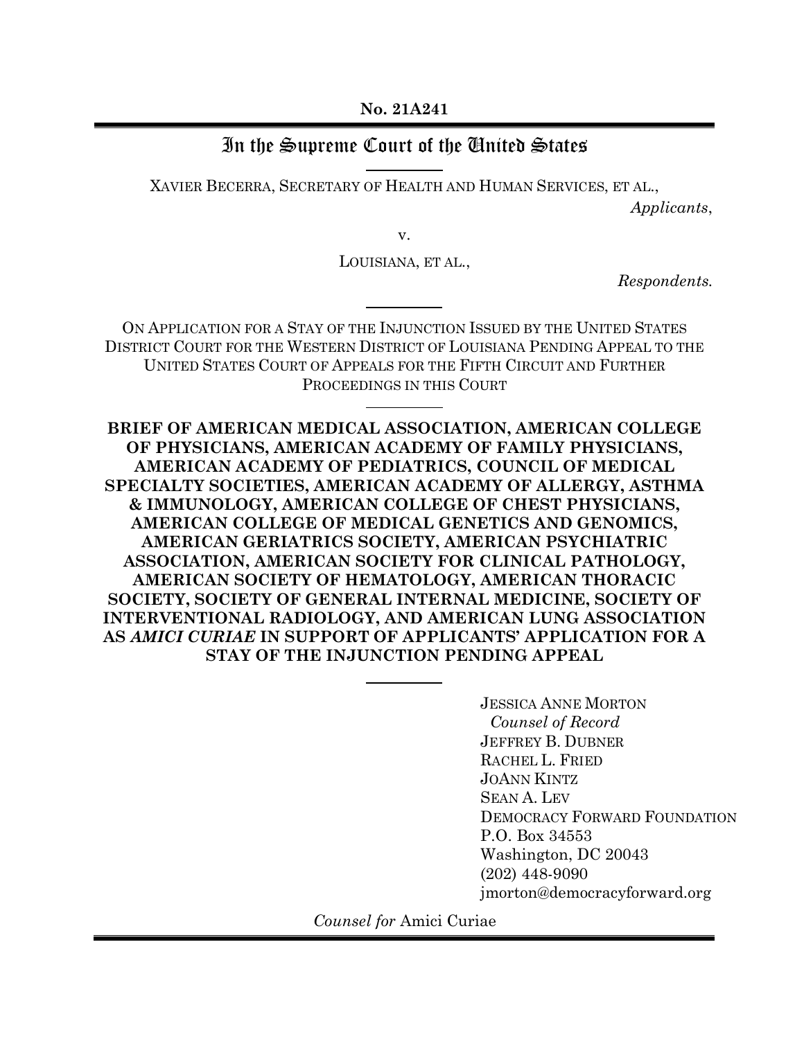No. 21A241

# In the Supreme Court of the United States

XAVIER BECERRA, SECRETARY OF HEALTH AND HUMAN SERVICES, ET AL.,

*Applicants*,

v.

LOUISIANA, ET AL.,

*Respondents.*

ON APPLICATION FOR A STAY OF THE INJUNCTION ISSUED BY THE UNITED STATES DISTRICT COURT FOR THE WESTERN DISTRICT OF LOUISIANA PENDING APPEAL TO THE UNITED STATES COURT OF APPEALS FOR THE FIFTH CIRCUIT AND FURTHER PROCEEDINGS IN THIS COURT

**BRIEF OF AMERICAN MEDICAL ASSOCIATION, AMERICAN COLLEGE OF PHYSICIANS, AMERICAN ACADEMY OF FAMILY PHYSICIANS, AMERICAN ACADEMY OF PEDIATRICS, COUNCIL OF MEDICAL SPECIALTY SOCIETIES, AMERICAN ACADEMY OF ALLERGY, ASTHMA & IMMUNOLOGY, AMERICAN COLLEGE OF CHEST PHYSICIANS, AMERICAN COLLEGE OF MEDICAL GENETICS AND GENOMICS, AMERICAN GERIATRICS SOCIETY, AMERICAN PSYCHIATRIC ASSOCIATION, AMERICAN SOCIETY FOR CLINICAL PATHOLOGY, AMERICAN SOCIETY OF HEMATOLOGY, AMERICAN THORACIC SOCIETY, SOCIETY OF GENERAL INTERNAL MEDICINE, SOCIETY OF INTERVENTIONAL RADIOLOGY, AND AMERICAN LUNG ASSOCIATION AS *AMICI CURIAE* IN SUPPORT OF APPLICANTS' APPLICATION FOR A STAY OF THE INJUNCTION PENDING APPEAL**

JESSICA ANNE MORTON
*Counsel of Record*
JEFFREY B. DUBNER
RACHEL L. FRIED
JOANN KINTZ
SEAN A. LEV
DEMOCRACY FORWARD FOUNDATION
P.O. Box 34553
Washington, DC 20043
(202) 448-9090
jmorton@democracyforward.org

*Counsel for* Amici Curiae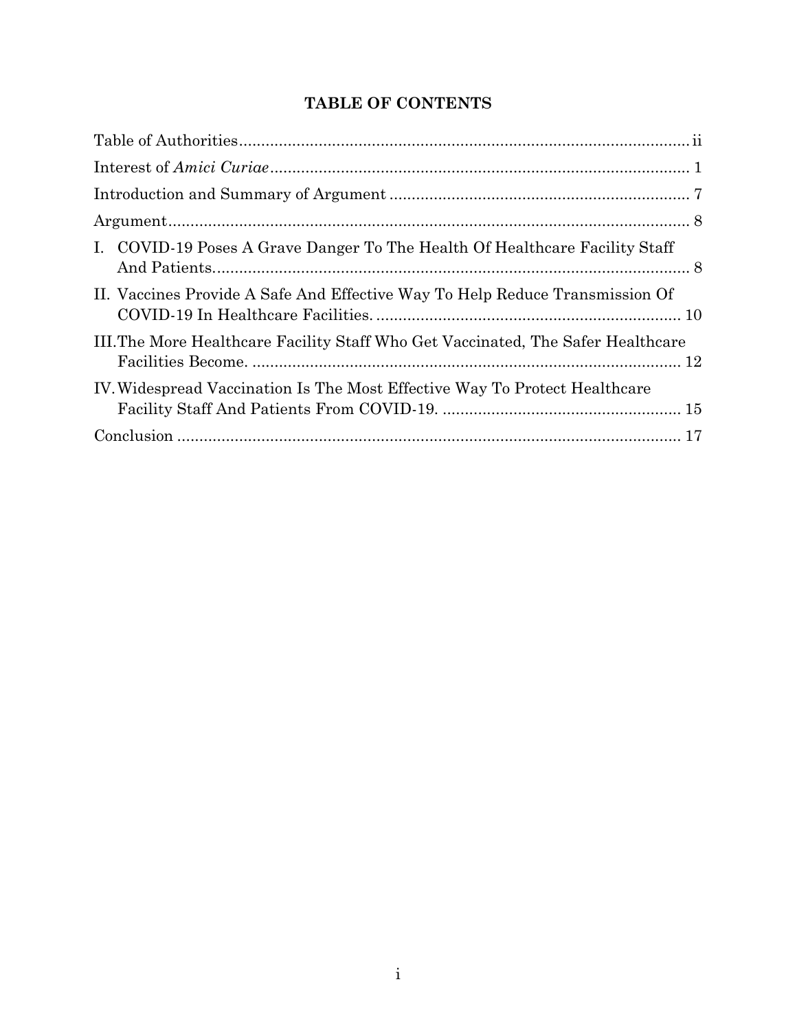# TABLE OF CONTENTS

Table of Authorities ........................................................................................................ ii

Interest of *Amici Curiae* ................................................................................................ 1

Introduction and Summary of Argument ..................................................................... 7

Argument ....................................................................................................................... 8

I. COVID-19 Poses A Grave Danger To The Health Of Healthcare Facility Staff And Patients. ........................................................................................................... 8

II. Vaccines Provide A Safe And Effective Way To Help Reduce Transmission Of COVID-19 In Healthcare Facilities. ..................................................................... 10

III. The More Healthcare Facility Staff Who Get Vaccinated, The Safer Healthcare Facilities Become. ................................................................................................. 12

IV. Widespread Vaccination Is The Most Effective Way To Protect Healthcare Facility Staff And Patients From COVID-19. ...................................................... 15

Conclusion .................................................................................................................... 17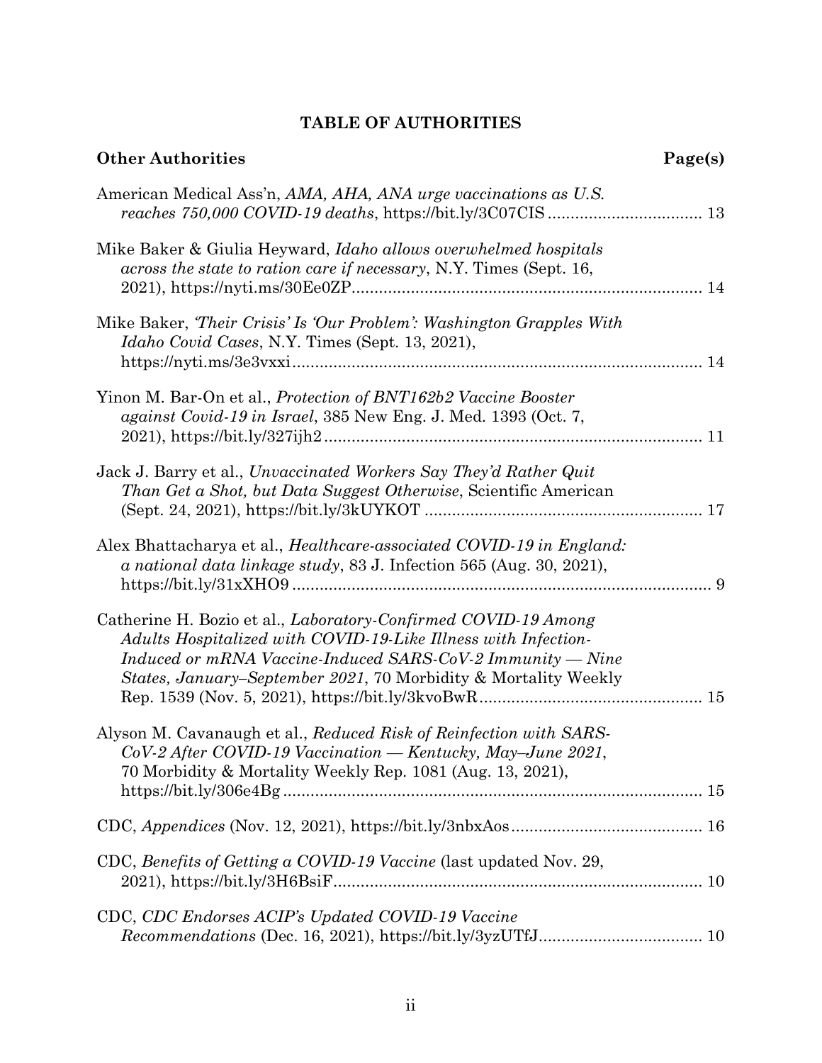## TABLE OF AUTHORITIES

**Other Authorities** **Page(s)**

American Medical Ass'n, *AMA, AHA, ANA urge vaccinations as U.S. reaches 750,000 COVID-19 deaths*, https://bit.ly/3C07CIS .................................. 13

Mike Baker & Giulia Heyward, *Idaho allows overwhelmed hospitals across the state to ration care if necessary*, N.Y. Times (Sept. 16, 2021), https://nyti.ms/30Ee0ZP.............................................................................. 14

Mike Baker, *'Their Crisis' Is 'Our Problem': Washington Grapples With Idaho Covid Cases*, N.Y. Times (Sept. 13, 2021), https://nyti.ms/3e3vxxi.......................................................................................... 14

Yinon M. Bar-On et al., *Protection of BNT162b2 Vaccine Booster against Covid-19 in Israel*, 385 New Eng. J. Med. 1393 (Oct. 7, 2021), https://bit.ly/327ijh2.................................................................................. 11

Jack J. Barry et al., *Unvaccinated Workers Say They'd Rather Quit Than Get a Shot, but Data Suggest Otherwise*, Scientific American (Sept. 24, 2021), https://bit.ly/3kUYKOT ............................................................. 17

Alex Bhattacharya et al., *Healthcare-associated COVID-19 in England: a national data linkage study*, 83 J. Infection 565 (Aug. 30, 2021), https://bit.ly/31xXHO9 ........................................................................................... 9

Catherine H. Bozio et al., *Laboratory-Confirmed COVID-19 Among Adults Hospitalized with COVID-19-Like Illness with Infection-Induced or mRNA Vaccine-Induced SARS-CoV-2 Immunity — Nine States, January–September 2021*, 70 Morbidity & Mortality Weekly Rep. 1539 (Nov. 5, 2021), https://bit.ly/3kvoBwR................................................ 15

Alyson M. Cavanaugh et al., *Reduced Risk of Reinfection with SARS-CoV-2 After COVID-19 Vaccination — Kentucky, May–June 2021*, 70 Morbidity & Mortality Weekly Rep. 1081 (Aug. 13, 2021), https://bit.ly/306e4Bg ............................................................................................ 15

CDC, *Appendices* (Nov. 12, 2021), https://bit.ly/3nbxAos.......................................... 16

CDC, *Benefits of Getting a COVID-19 Vaccine* (last updated Nov. 29, 2021), https://bit.ly/3H6BsiF................................................................................. 10

CDC, *CDC Endorses ACIP's Updated COVID-19 Vaccine Recommendations* (Dec. 16, 2021), https://bit.ly/3yzUTfJ.................................... 10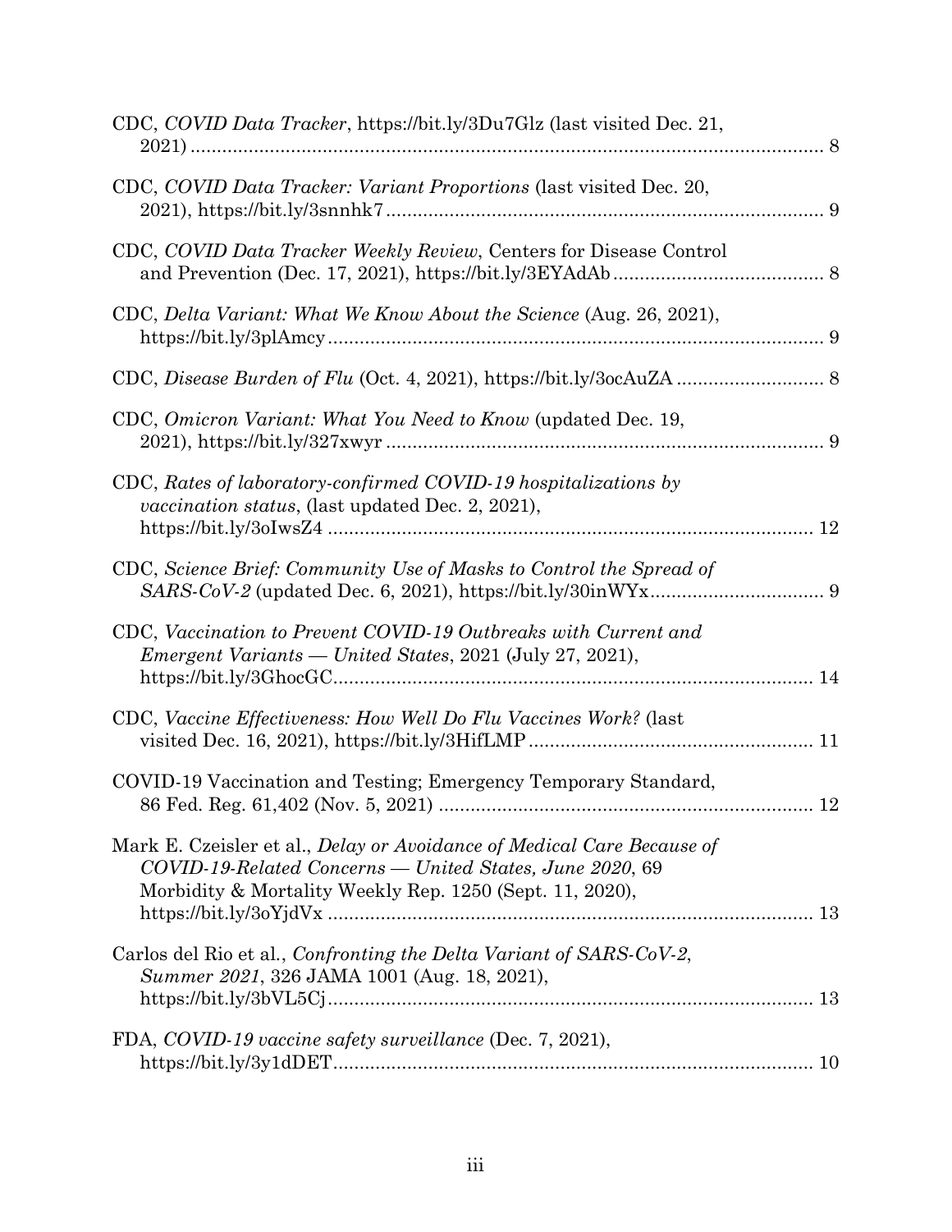CDC, *COVID Data Tracker*, https://bit.ly/3Du7Glz (last visited Dec. 21, 2021) ........................................................................................................ 8

CDC, *COVID Data Tracker: Variant Proportions* (last visited Dec. 20, 2021), https://bit.ly/3snnhk7 .................................................................................. 9

CDC, *COVID Data Tracker Weekly Review*, Centers for Disease Control and Prevention (Dec. 17, 2021), https://bit.ly/3EYAdAb ....................................... 8

CDC, *Delta Variant: What We Know About the Science* (Aug. 26, 2021), https://bit.ly/3plAmcy ............................................................................................ 9

CDC, *Disease Burden of Flu* (Oct. 4, 2021), https://bit.ly/3ocAuZA ........................... 8

CDC, *Omicron Variant: What You Need to Know* (updated Dec. 19, 2021), https://bit.ly/327xwyr ................................................................................. 9

CDC, *Rates of laboratory-confirmed COVID-19 hospitalizations by vaccination status*, (last updated Dec. 2, 2021), https://bit.ly/3oIwsZ4 ......................................................................................... 12

CDC, *Science Brief: Community Use of Masks to Control the Spread of SARS-CoV-2* (updated Dec. 6, 2021), https://bit.ly/30inWYx ................................ 9

CDC, *Vaccination to Prevent COVID-19 Outbreaks with Current and Emergent Variants — United States, 2021* (July 27, 2021), https://bit.ly/3GhocGC......................................................................................... 14

CDC, *Vaccine Effectiveness: How Well Do Flu Vaccines Work?* (last visited Dec. 16, 2021), https://bit.ly/3HifLMP .................................................... 11

COVID-19 Vaccination and Testing; Emergency Temporary Standard, 86 Fed. Reg. 61,402 (Nov. 5, 2021) ..................................................................... 12

Mark E. Czeisler et al., *Delay or Avoidance of Medical Care Because of COVID-19-Related Concerns — United States, June 2020*, 69 Morbidity & Mortality Weekly Rep. 1250 (Sept. 11, 2020), https://bit.ly/3oYjdVx .......................................................................................... 13

Carlos del Rio et al., *Confronting the Delta Variant of SARS-CoV-2, Summer 2021*, 326 JAMA 1001 (Aug. 18, 2021), https://bit.ly/3bVL5Cj.......................................................................................... 13

FDA, *COVID-19 vaccine safety surveillance* (Dec. 7, 2021), https://bit.ly/3y1dDET......................................................................................... 10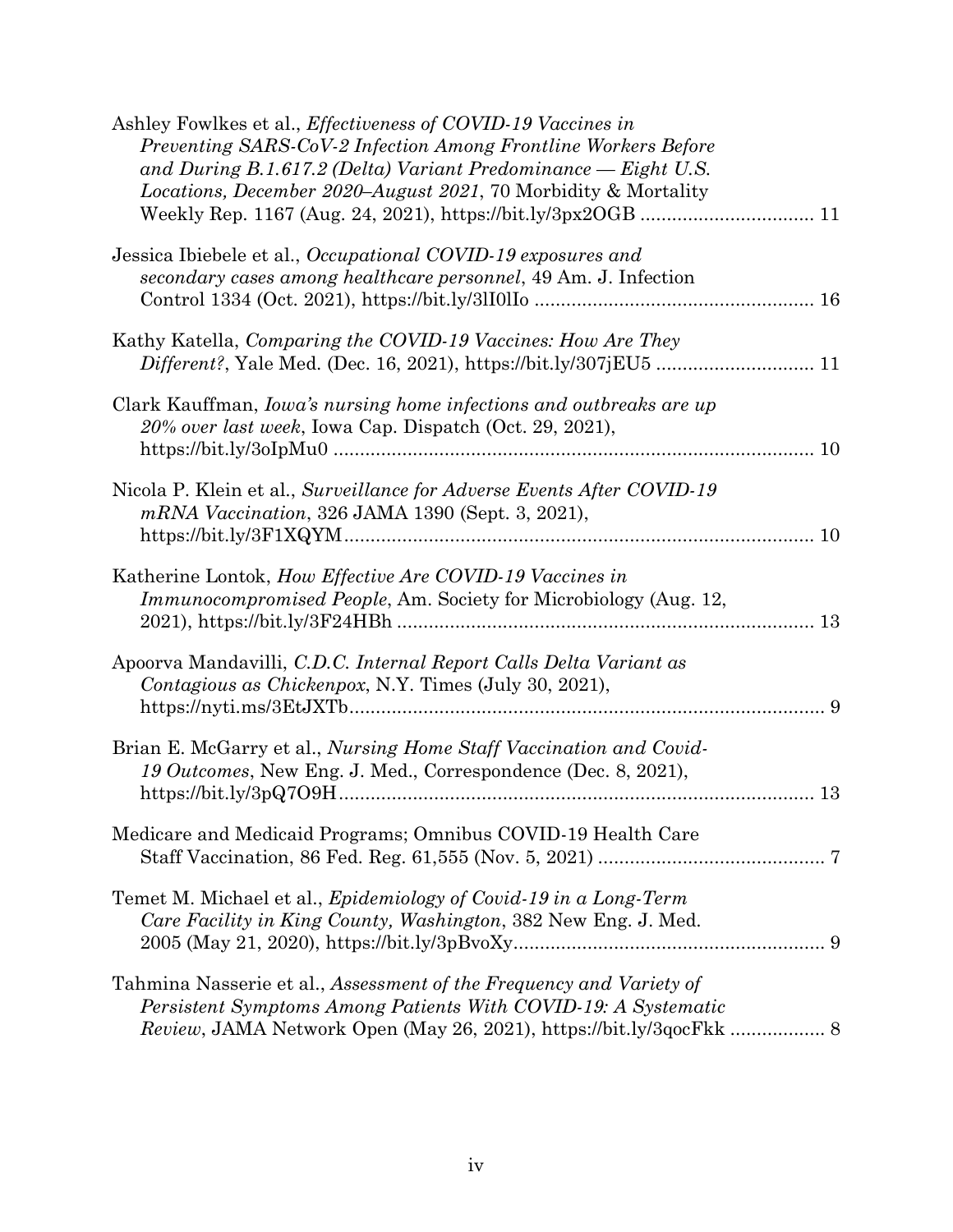Ashley Fowlkes et al., *Effectiveness of COVID-19 Vaccines in Preventing SARS-CoV-2 Infection Among Frontline Workers Before and During B.1.617.2 (Delta) Variant Predominance — Eight U.S. Locations, December 2020–August 2021*, 70 Morbidity & Mortality Weekly Rep. 1167 (Aug. 24, 2021), https://bit.ly/3px2OGB ................................ 11

Jessica Ibiebele et al., *Occupational COVID-19 exposures and secondary cases among healthcare personnel*, 49 Am. J. Infection Control 1334 (Oct. 2021), https://bit.ly/3lI0lIo .................................................... 16

Kathy Katella, *Comparing the COVID-19 Vaccines: How Are They Different?*, Yale Med. (Dec. 16, 2021), https://bit.ly/307jEU5 ............................. 11

Clark Kauffman, *Iowa's nursing home infections and outbreaks are up 20% over last week*, Iowa Cap. Dispatch (Oct. 29, 2021), https://bit.ly/3oIpMu0 .......................................................................................... 10

Nicola P. Klein et al., *Surveillance for Adverse Events After COVID-19 mRNA Vaccination*, 326 JAMA 1390 (Sept. 3, 2021), https://bit.ly/3F1XQYM........................................................................................ 10

Katherine Lontok, *How Effective Are COVID-19 Vaccines in Immunocompromised People*, Am. Society for Microbiology (Aug. 12, 2021), https://bit.ly/3F24HBh .............................................................................. 13

Apoorva Mandavilli, *C.D.C. Internal Report Calls Delta Variant as Contagious as Chickenpox*, N.Y. Times (July 30, 2021), https://nyti.ms/3EtJXTb.......................................................................................... 9

Brian E. McGarry et al., *Nursing Home Staff Vaccination and Covid-19 Outcomes*, New Eng. J. Med., Correspondence (Dec. 8, 2021), https://bit.ly/3pQ7O9H......................................................................................... 13

Medicare and Medicaid Programs; Omnibus COVID-19 Health Care Staff Vaccination, 86 Fed. Reg. 61,555 (Nov. 5, 2021) ........................................... 7

Temet M. Michael et al., *Epidemiology of Covid-19 in a Long-Term Care Facility in King County, Washington*, 382 New Eng. J. Med. 2005 (May 21, 2020), https://bit.ly/3pBvoXy........................................................... 9

Tahmina Nasserie et al., *Assessment of the Frequency and Variety of Persistent Symptoms Among Patients With COVID-19: A Systematic Review*, JAMA Network Open (May 26, 2021), https://bit.ly/3qocFkk .................. 8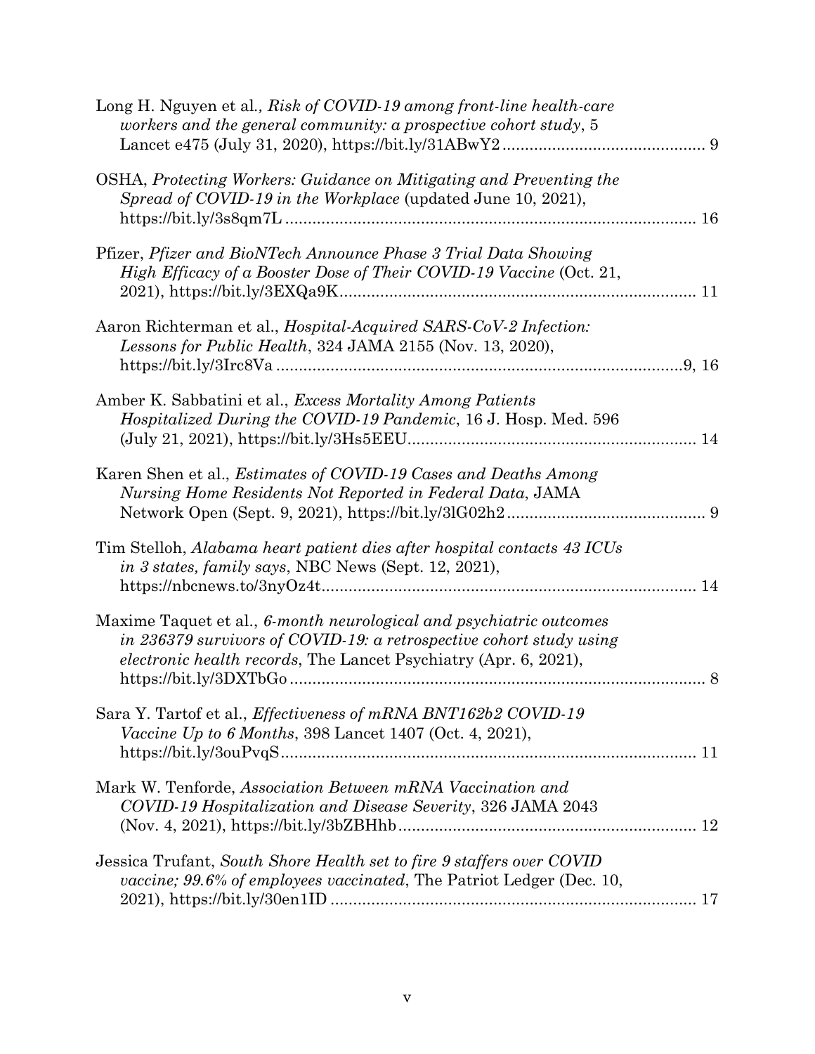Long H. Nguyen et al*., Risk of COVID-19 among front-line health-care workers and the general community: a prospective cohort study*, 5 Lancet e475 (July 31, 2020), https://bit.ly/31ABwY2 ............................................. 9

OSHA, *Protecting Workers: Guidance on Mitigating and Preventing the Spread of COVID-19 in the Workplace* (updated June 10, 2021), https://bit.ly/3s8qm7L ............................................................................................ 16

Pfizer, *Pfizer and BioNTech Announce Phase 3 Trial Data Showing High Efficacy of a Booster Dose of Their COVID-19 Vaccine* (Oct. 21, 2021), https://bit.ly/3EXQa9K................................................................................ 11

Aaron Richterman et al., *Hospital-Acquired SARS-CoV-2 Infection: Lessons for Public Health*, 324 JAMA 2155 (Nov. 13, 2020), https://bit.ly/3Irc8Va ..........................................................................................9, 16

Amber K. Sabbatini et al., *Excess Mortality Among Patients Hospitalized During the COVID-19 Pandemic*, 16 J. Hosp. Med. 596 (July 21, 2021), https://bit.ly/3Hs5EEU................................................................ 14

Karen Shen et al., *Estimates of COVID-19 Cases and Deaths Among Nursing Home Residents Not Reported in Federal Data*, JAMA Network Open (Sept. 9, 2021), https://bit.ly/3lG02h2 ............................................ 9

Tim Stelloh, *Alabama heart patient dies after hospital contacts 43 ICUs in 3 states, family says*, NBC News (Sept. 12, 2021), https://nbcnews.to/3nyOz4t.................................................................................... 14

Maxime Taquet et al., *6-month neurological and psychiatric outcomes in 236379 survivors of COVID-19: a retrospective cohort study using electronic health records*, The Lancet Psychiatry (Apr. 6, 2021), https://bit.ly/3DXTbGo ............................................................................................ 8

Sara Y. Tartof et al., *Effectiveness of mRNA BNT162b2 COVID-19 Vaccine Up to 6 Months*, 398 Lancet 1407 (Oct. 4, 2021), https://bit.ly/3ouPvqS............................................................................................ 11

Mark W. Tenforde, *Association Between mRNA Vaccination and COVID-19 Hospitalization and Disease Severity*, 326 JAMA 2043 (Nov. 4, 2021), https://bit.ly/3bZBHhb.................................................................. 12

Jessica Trufant, *South Shore Health set to fire 9 staffers over COVID vaccine; 99.6% of employees vaccinated*, The Patriot Ledger (Dec. 10, 2021), https://bit.ly/30en1ID ................................................................................. 17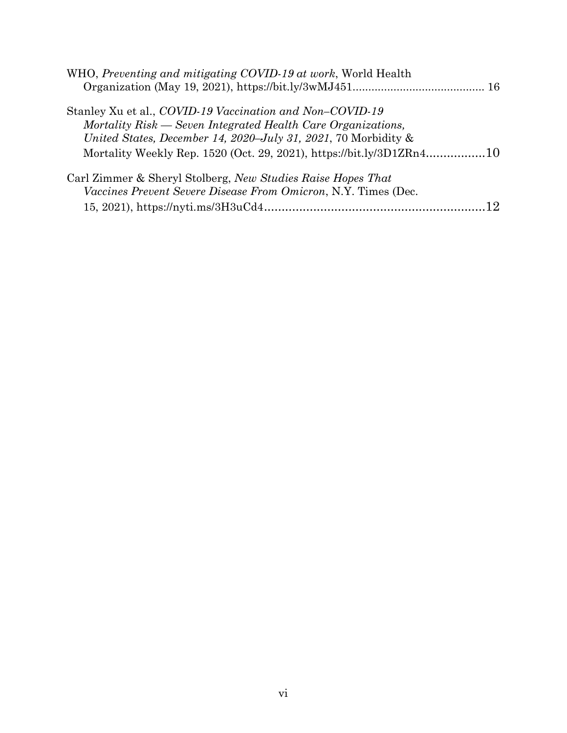WHO, *Preventing and mitigating COVID-19 at work*, World Health Organization (May 19, 2021), https://bit.ly/3wMJ451 ........................................ 16

Stanley Xu et al., *COVID-19 Vaccination and Non–COVID-19 Mortality Risk — Seven Integrated Health Care Organizations, United States, December 14, 2020–July 31, 2021*, 70 Morbidity & Mortality Weekly Rep. 1520 (Oct. 29, 2021), https://bit.ly/3D1ZRn4................10

Carl Zimmer & Sheryl Stolberg, *New Studies Raise Hopes That Vaccines Prevent Severe Disease From Omicron*, N.Y. Times (Dec. 15, 2021), https://nyti.ms/3H3uCd4...............................................................12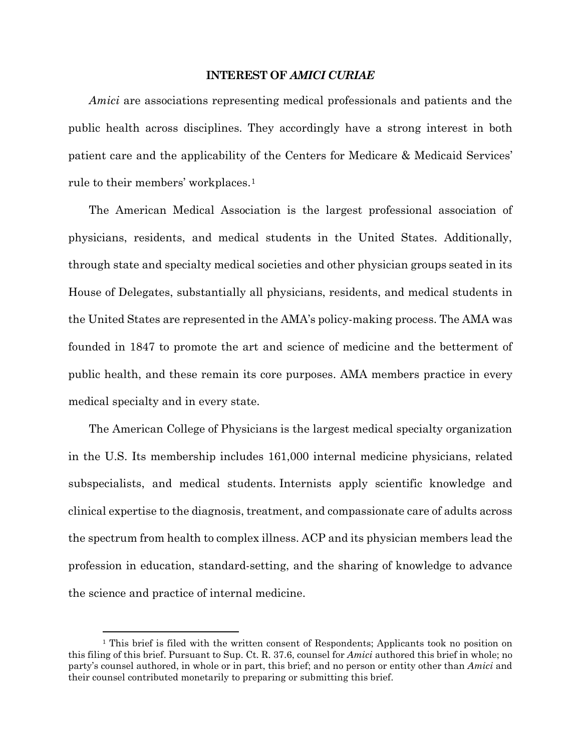## INTEREST OF *AMICI CURIAE*

*Amici* are associations representing medical professionals and patients and the public health across disciplines. They accordingly have a strong interest in both patient care and the applicability of the Centers for Medicare & Medicaid Services' rule to their members' workplaces.[1]

The American Medical Association is the largest professional association of physicians, residents, and medical students in the United States. Additionally, through state and specialty medical societies and other physician groups seated in its House of Delegates, substantially all physicians, residents, and medical students in the United States are represented in the AMA's policy-making process. The AMA was founded in 1847 to promote the art and science of medicine and the betterment of public health, and these remain its core purposes. AMA members practice in every medical specialty and in every state.

The American College of Physicians is the largest medical specialty organization in the U.S. Its membership includes 161,000 internal medicine physicians, related subspecialists, and medical students. Internists apply scientific knowledge and clinical expertise to the diagnosis, treatment, and compassionate care of adults across the spectrum from health to complex illness. ACP and its physician members lead the profession in education, standard-setting, and the sharing of knowledge to advance the science and practice of internal medicine.

---

[1] This brief is filed with the written consent of Respondents; Applicants took no position on this filing of this brief. Pursuant to Sup. Ct. R. 37.6, counsel for *Amici* authored this brief in whole; no party's counsel authored, in whole or in part, this brief; and no person or entity other than *Amici* and their counsel contributed monetarily to preparing or submitting this brief.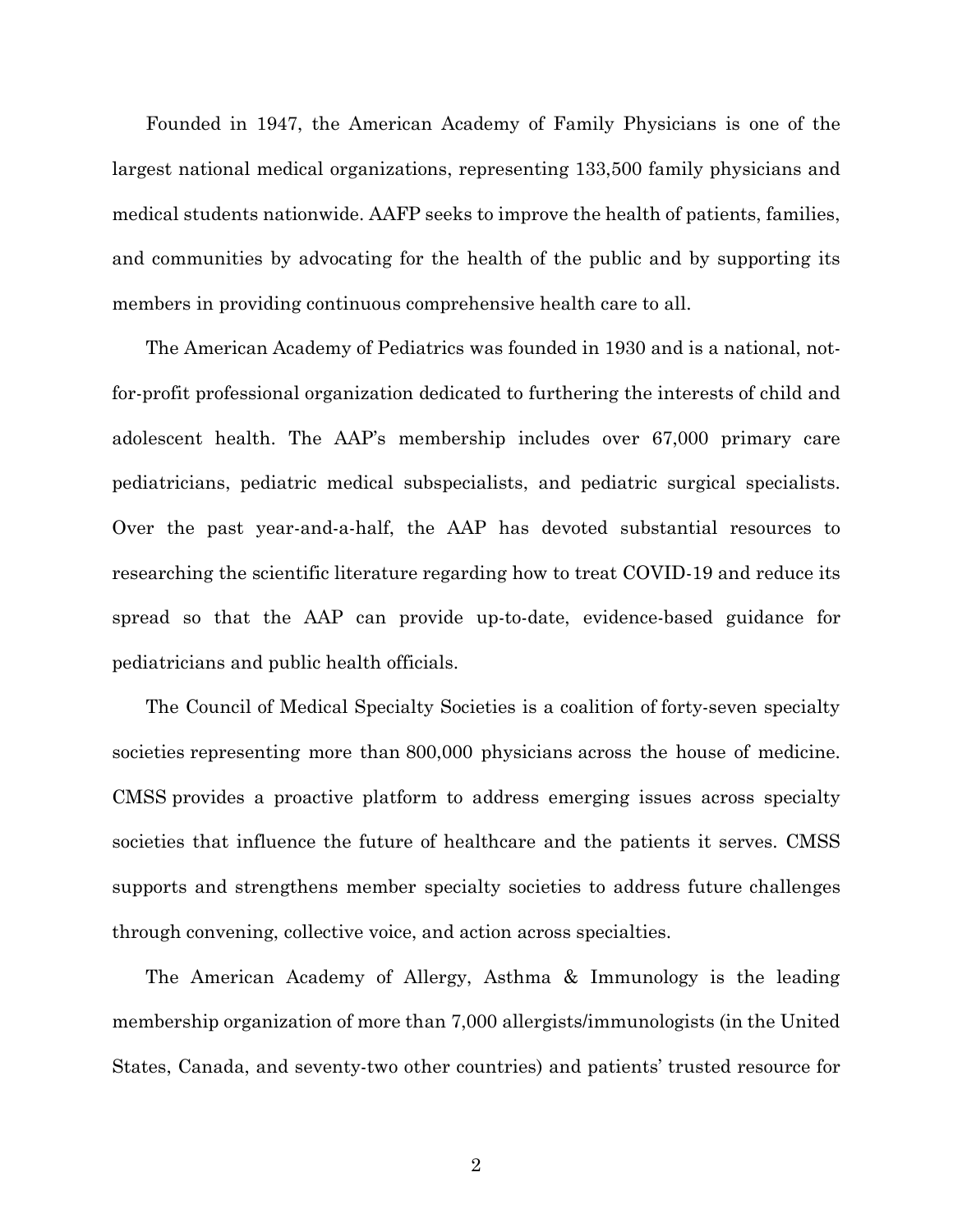Founded in 1947, the American Academy of Family Physicians is one of the largest national medical organizations, representing 133,500 family physicians and medical students nationwide. AAFP seeks to improve the health of patients, families, and communities by advocating for the health of the public and by supporting its members in providing continuous comprehensive health care to all.

The American Academy of Pediatrics was founded in 1930 and is a national, not-for-profit professional organization dedicated to furthering the interests of child and adolescent health. The AAP's membership includes over 67,000 primary care pediatricians, pediatric medical subspecialists, and pediatric surgical specialists. Over the past year-and-a-half, the AAP has devoted substantial resources to researching the scientific literature regarding how to treat COVID-19 and reduce its spread so that the AAP can provide up-to-date, evidence-based guidance for pediatricians and public health officials.

The Council of Medical Specialty Societies is a coalition of forty-seven specialty societies representing more than 800,000 physicians across the house of medicine. CMSS provides a proactive platform to address emerging issues across specialty societies that influence the future of healthcare and the patients it serves. CMSS supports and strengthens member specialty societies to address future challenges through convening, collective voice, and action across specialties.

The American Academy of Allergy, Asthma & Immunology is the leading membership organization of more than 7,000 allergists/immunologists (in the United States, Canada, and seventy-two other countries) and patients' trusted resource for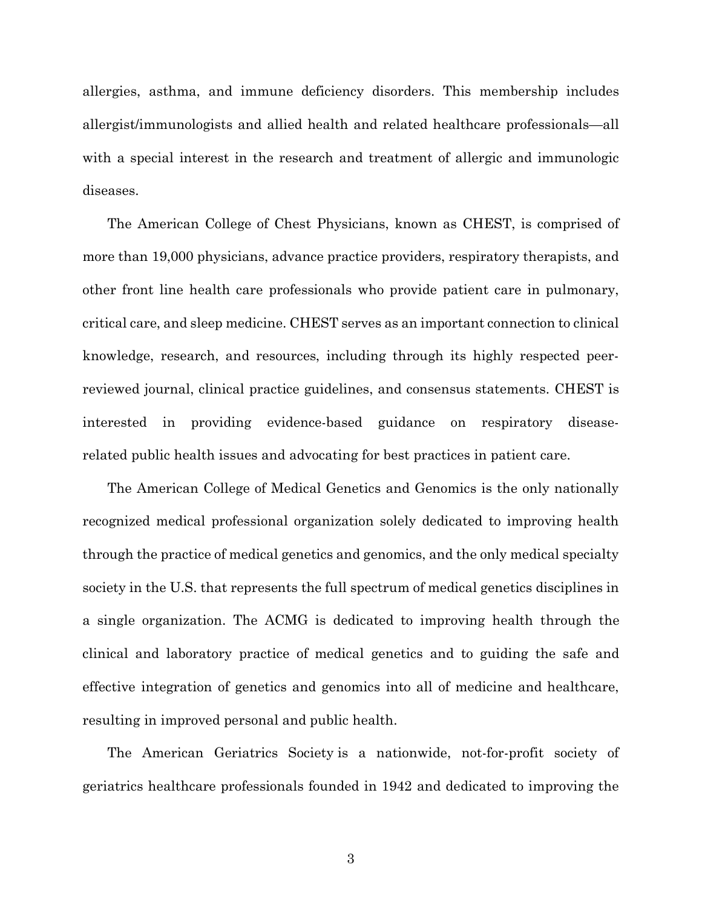allergies, asthma, and immune deficiency disorders. This membership includes allergist/immunologists and allied health and related healthcare professionals—all with a special interest in the research and treatment of allergic and immunologic diseases.

The American College of Chest Physicians, known as CHEST, is comprised of more than 19,000 physicians, advance practice providers, respiratory therapists, and other front line health care professionals who provide patient care in pulmonary, critical care, and sleep medicine. CHEST serves as an important connection to clinical knowledge, research, and resources, including through its highly respected peer-reviewed journal, clinical practice guidelines, and consensus statements. CHEST is interested in providing evidence-based guidance on respiratory disease-related public health issues and advocating for best practices in patient care.

The American College of Medical Genetics and Genomics is the only nationally recognized medical professional organization solely dedicated to improving health through the practice of medical genetics and genomics, and the only medical specialty society in the U.S. that represents the full spectrum of medical genetics disciplines in a single organization. The ACMG is dedicated to improving health through the clinical and laboratory practice of medical genetics and to guiding the safe and effective integration of genetics and genomics into all of medicine and healthcare, resulting in improved personal and public health.

The American Geriatrics Society is a nationwide, not-for-profit society of geriatrics healthcare professionals founded in 1942 and dedicated to improving the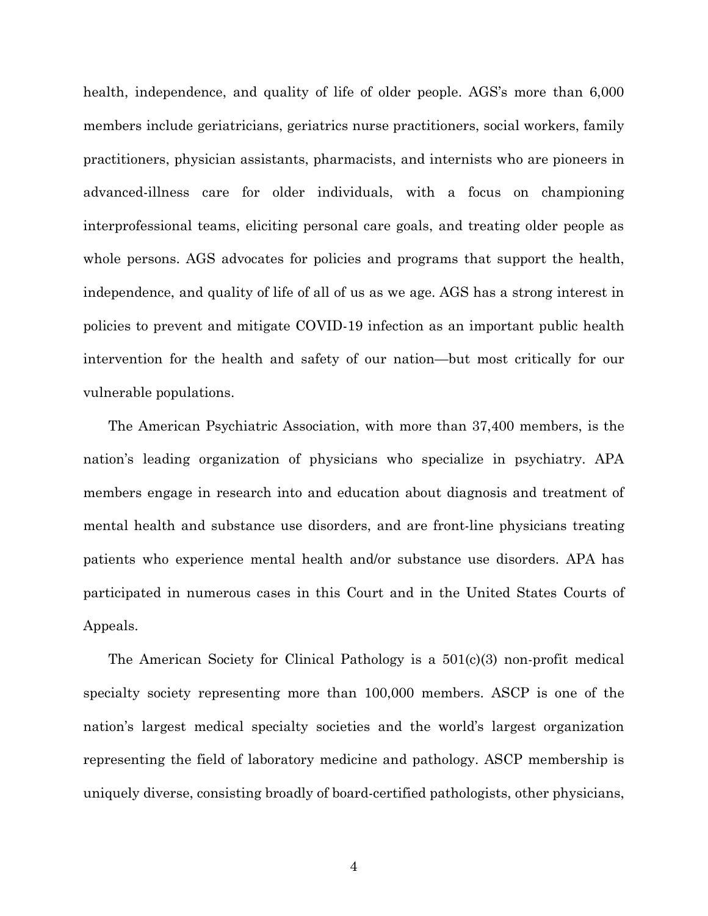health, independence, and quality of life of older people. AGS's more than 6,000 members include geriatricians, geriatrics nurse practitioners, social workers, family practitioners, physician assistants, pharmacists, and internists who are pioneers in advanced-illness care for older individuals, with a focus on championing interprofessional teams, eliciting personal care goals, and treating older people as whole persons. AGS advocates for policies and programs that support the health, independence, and quality of life of all of us as we age. AGS has a strong interest in policies to prevent and mitigate COVID-19 infection as an important public health intervention for the health and safety of our nation—but most critically for our vulnerable populations.

The American Psychiatric Association, with more than 37,400 members, is the nation's leading organization of physicians who specialize in psychiatry. APA members engage in research into and education about diagnosis and treatment of mental health and substance use disorders, and are front-line physicians treating patients who experience mental health and/or substance use disorders. APA has participated in numerous cases in this Court and in the United States Courts of Appeals.

The American Society for Clinical Pathology is a 501(c)(3) non-profit medical specialty society representing more than 100,000 members. ASCP is one of the nation's largest medical specialty societies and the world's largest organization representing the field of laboratory medicine and pathology. ASCP membership is uniquely diverse, consisting broadly of board-certified pathologists, other physicians,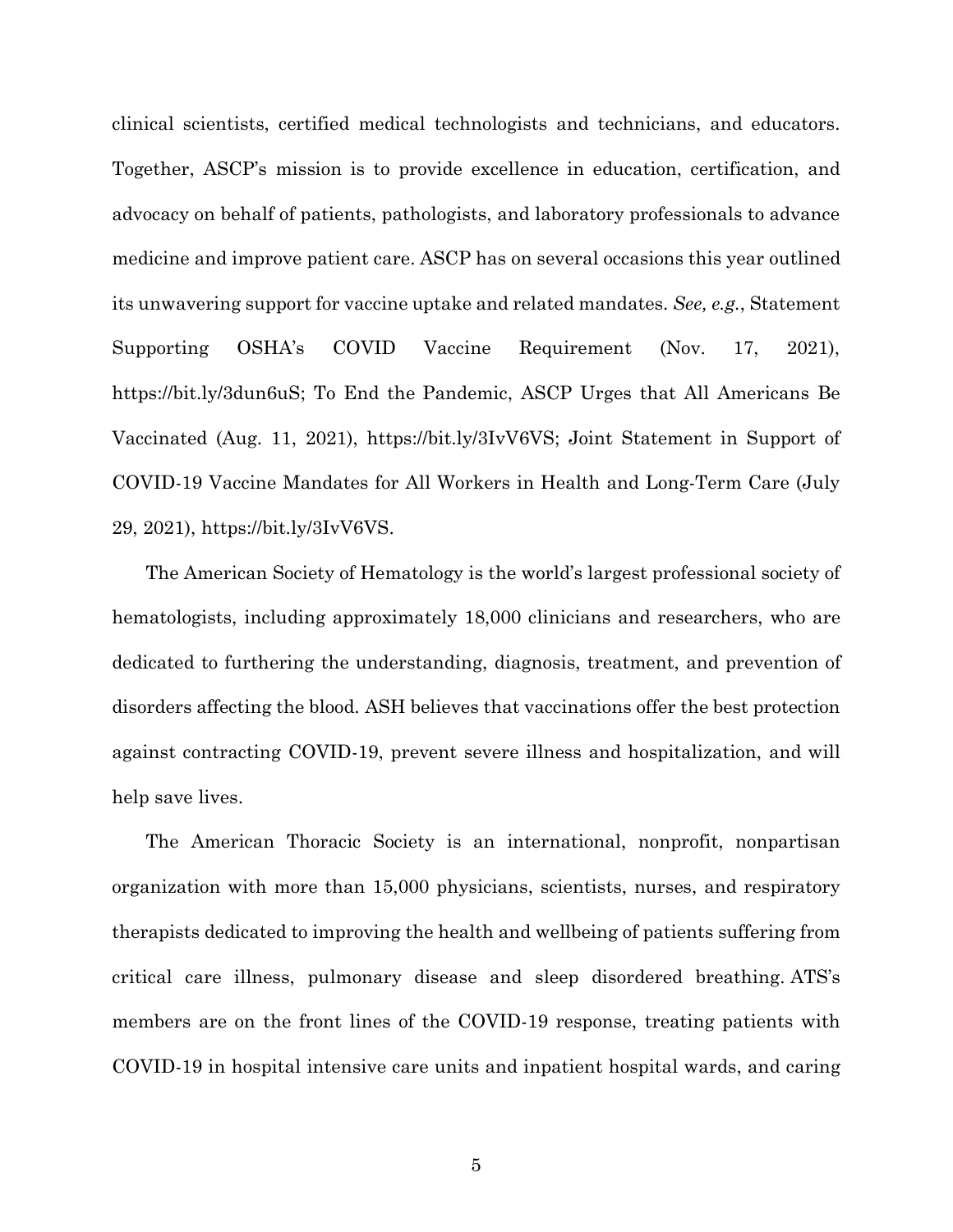clinical scientists, certified medical technologists and technicians, and educators. Together, ASCP's mission is to provide excellence in education, certification, and advocacy on behalf of patients, pathologists, and laboratory professionals to advance medicine and improve patient care. ASCP has on several occasions this year outlined its unwavering support for vaccine uptake and related mandates. *See, e.g.*, Statement Supporting OSHA's COVID Vaccine Requirement (Nov. 17, 2021), https://bit.ly/3dun6uS; To End the Pandemic, ASCP Urges that All Americans Be Vaccinated (Aug. 11, 2021), https://bit.ly/3IvV6VS; Joint Statement in Support of COVID-19 Vaccine Mandates for All Workers in Health and Long-Term Care (July 29, 2021), https://bit.ly/3IvV6VS.

The American Society of Hematology is the world's largest professional society of hematologists, including approximately 18,000 clinicians and researchers, who are dedicated to furthering the understanding, diagnosis, treatment, and prevention of disorders affecting the blood. ASH believes that vaccinations offer the best protection against contracting COVID-19, prevent severe illness and hospitalization, and will help save lives.

The American Thoracic Society is an international, nonprofit, nonpartisan organization with more than 15,000 physicians, scientists, nurses, and respiratory therapists dedicated to improving the health and wellbeing of patients suffering from critical care illness, pulmonary disease and sleep disordered breathing. ATS's members are on the front lines of the COVID-19 response, treating patients with COVID-19 in hospital intensive care units and inpatient hospital wards, and caring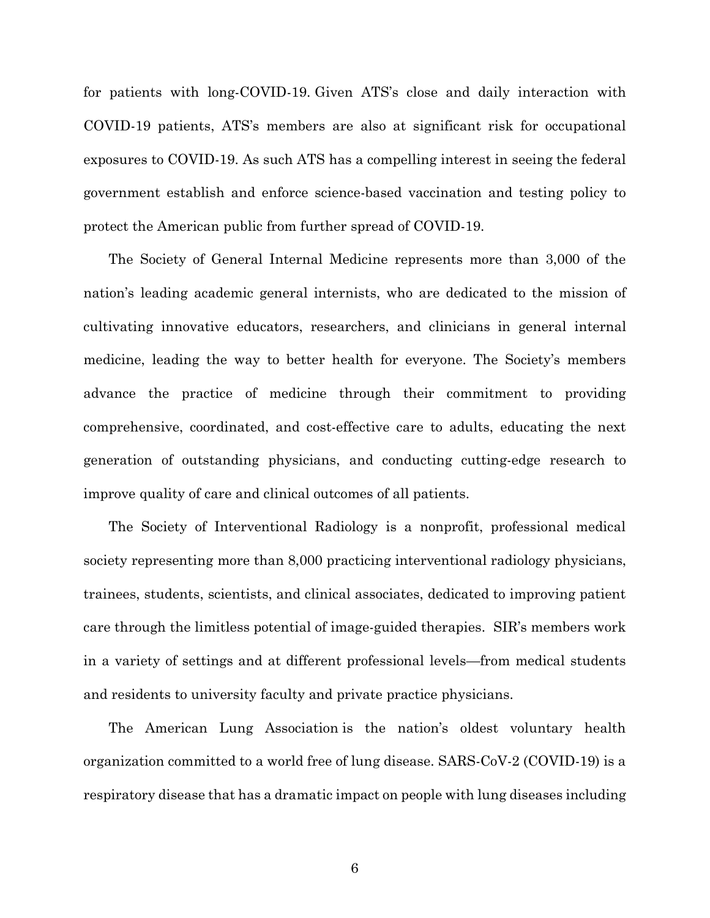for patients with long-COVID-19. Given ATS's close and daily interaction with COVID-19 patients, ATS's members are also at significant risk for occupational exposures to COVID-19. As such ATS has a compelling interest in seeing the federal government establish and enforce science-based vaccination and testing policy to protect the American public from further spread of COVID-19.

The Society of General Internal Medicine represents more than 3,000 of the nation's leading academic general internists, who are dedicated to the mission of cultivating innovative educators, researchers, and clinicians in general internal medicine, leading the way to better health for everyone. The Society's members advance the practice of medicine through their commitment to providing comprehensive, coordinated, and cost-effective care to adults, educating the next generation of outstanding physicians, and conducting cutting-edge research to improve quality of care and clinical outcomes of all patients.

The Society of Interventional Radiology is a nonprofit, professional medical society representing more than 8,000 practicing interventional radiology physicians, trainees, students, scientists, and clinical associates, dedicated to improving patient care through the limitless potential of image-guided therapies. SIR's members work in a variety of settings and at different professional levels—from medical students and residents to university faculty and private practice physicians.

The American Lung Association is the nation's oldest voluntary health organization committed to a world free of lung disease. SARS-CoV-2 (COVID-19) is a respiratory disease that has a dramatic impact on people with lung diseases including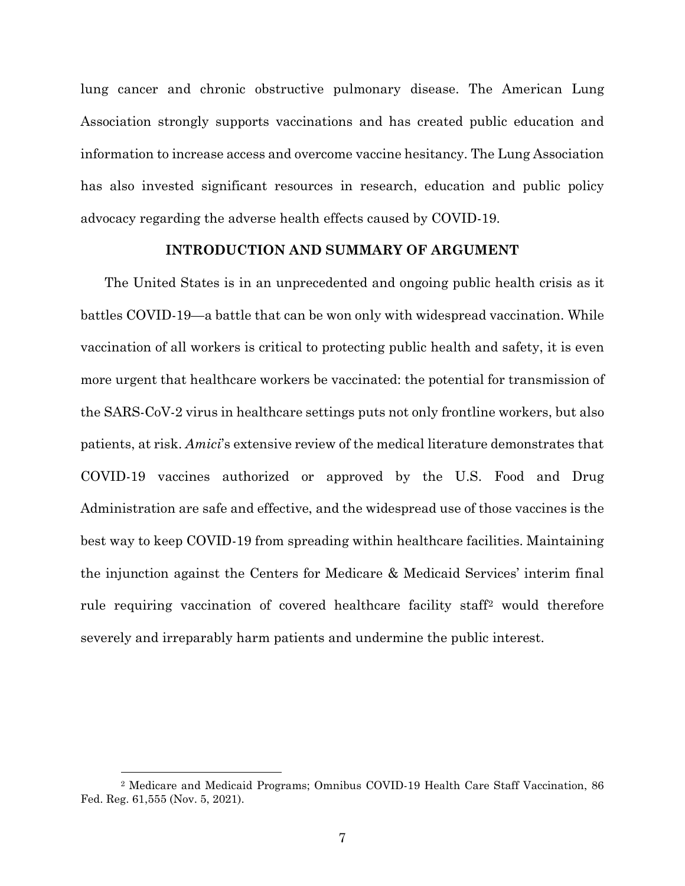lung cancer and chronic obstructive pulmonary disease. The American Lung Association strongly supports vaccinations and has created public education and information to increase access and overcome vaccine hesitancy. The Lung Association has also invested significant resources in research, education and public policy advocacy regarding the adverse health effects caused by COVID-19.

## INTRODUCTION AND SUMMARY OF ARGUMENT

The United States is in an unprecedented and ongoing public health crisis as it battles COVID-19—a battle that can be won only with widespread vaccination. While vaccination of all workers is critical to protecting public health and safety, it is even more urgent that healthcare workers be vaccinated: the potential for transmission of the SARS-CoV-2 virus in healthcare settings puts not only frontline workers, but also patients, at risk. *Amici*'s extensive review of the medical literature demonstrates that COVID-19 vaccines authorized or approved by the U.S. Food and Drug Administration are safe and effective, and the widespread use of those vaccines is the best way to keep COVID-19 from spreading within healthcare facilities. Maintaining the injunction against the Centers for Medicare & Medicaid Services' interim final rule requiring vaccination of covered healthcare facility staff[2] would therefore severely and irreparably harm patients and undermine the public interest.

[2] Medicare and Medicaid Programs; Omnibus COVID-19 Health Care Staff Vaccination, 86 Fed. Reg. 61,555 (Nov. 5, 2021).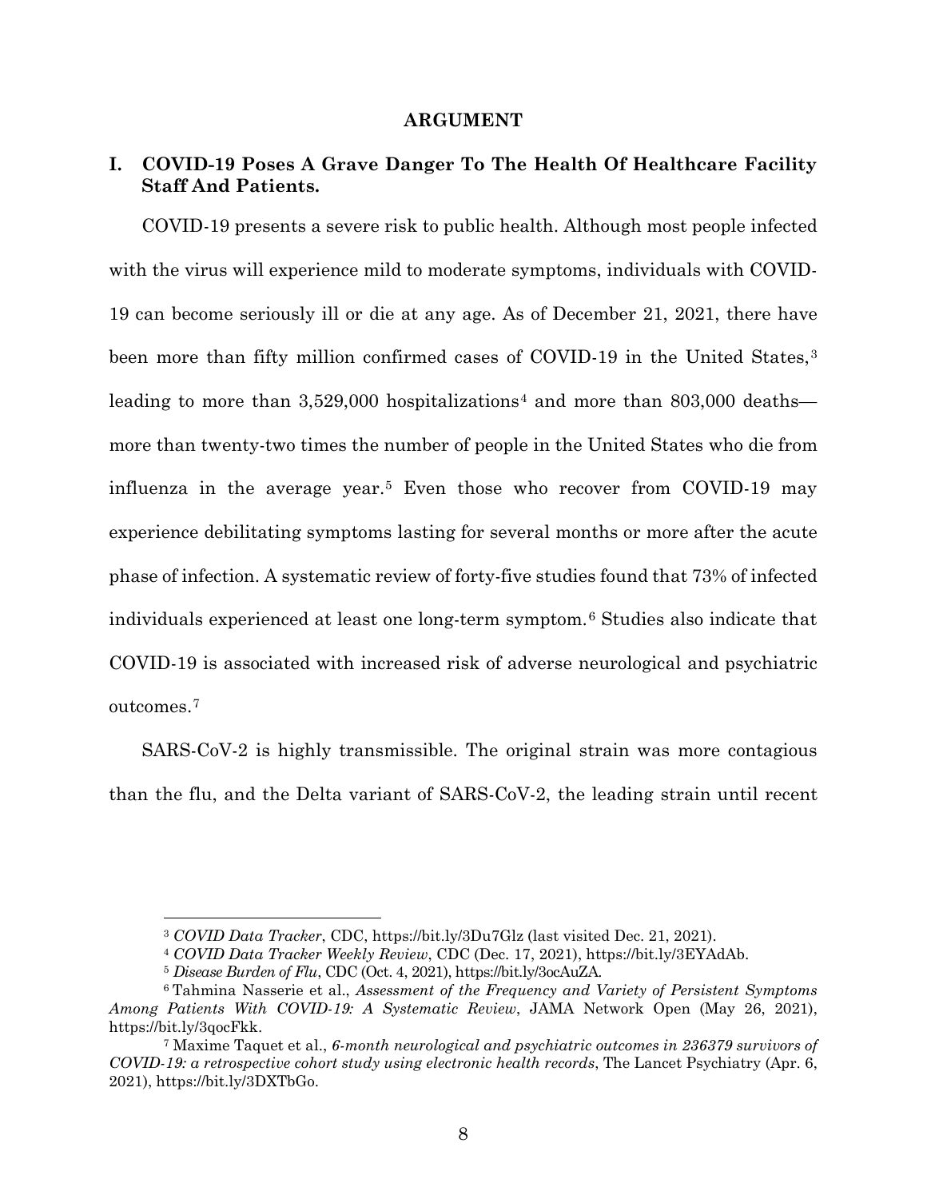## ARGUMENT

### I. COVID-19 Poses A Grave Danger To The Health Of Healthcare Facility Staff And Patients.

COVID-19 presents a severe risk to public health. Although most people infected with the virus will experience mild to moderate symptoms, individuals with COVID-19 can become seriously ill or die at any age. As of December 21, 2021, there have been more than fifty million confirmed cases of COVID-19 in the United States,[3] leading to more than 3,529,000 hospitalizations[4] and more than 803,000 deaths—more than twenty-two times the number of people in the United States who die from influenza in the average year.[5] Even those who recover from COVID-19 may experience debilitating symptoms lasting for several months or more after the acute phase of infection. A systematic review of forty-five studies found that 73% of infected individuals experienced at least one long-term symptom.[6] Studies also indicate that COVID-19 is associated with increased risk of adverse neurological and psychiatric outcomes.[7]

SARS-CoV-2 is highly transmissible. The original strain was more contagious than the flu, and the Delta variant of SARS-CoV-2, the leading strain until recent

---

[3] *COVID Data Tracker*, CDC, https://bit.ly/3Du7Glz (last visited Dec. 21, 2021).

[4] *COVID Data Tracker Weekly Review*, CDC (Dec. 17, 2021), https://bit.ly/3EYAdAb.

[5] *Disease Burden of Flu*, CDC (Oct. 4, 2021), https://bit.ly/3ocAuZA.

[6] Tahmina Nasserie et al., *Assessment of the Frequency and Variety of Persistent Symptoms Among Patients With COVID-19: A Systematic Review*, JAMA Network Open (May 26, 2021), https://bit.ly/3qocFkk.

[7] Maxime Taquet et al., *6-month neurological and psychiatric outcomes in 236379 survivors of COVID-19: a retrospective cohort study using electronic health records*, The Lancet Psychiatry (Apr. 6, 2021), https://bit.ly/3DXTbGo.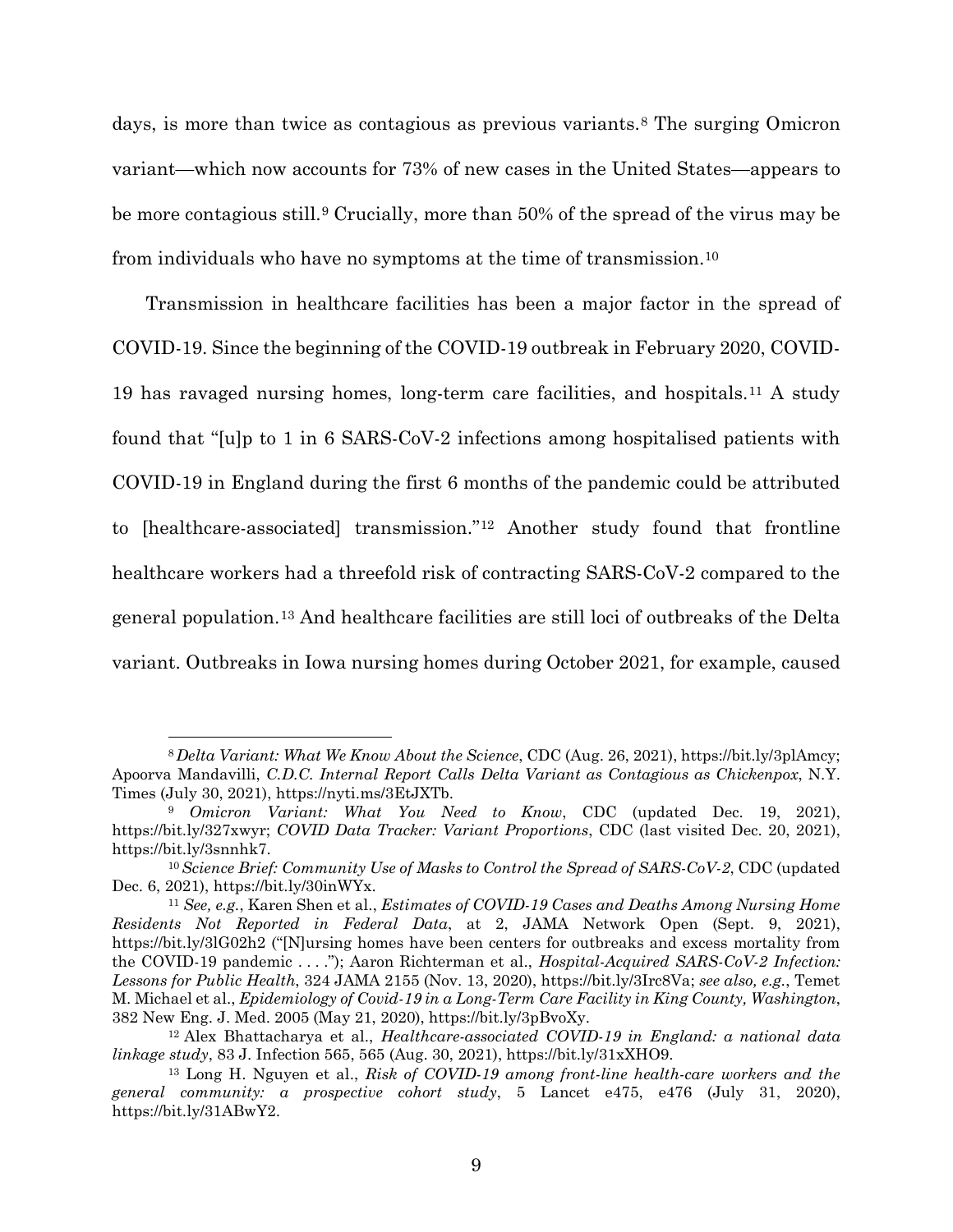days, is more than twice as contagious as previous variants.[8] The surging Omicron variant—which now accounts for 73% of new cases in the United States—appears to be more contagious still.[9] Crucially, more than 50% of the spread of the virus may be from individuals who have no symptoms at the time of transmission.[10]

Transmission in healthcare facilities has been a major factor in the spread of COVID-19. Since the beginning of the COVID-19 outbreak in February 2020, COVID-19 has ravaged nursing homes, long-term care facilities, and hospitals.[11] A study found that "[u]p to 1 in 6 SARS-CoV-2 infections among hospitalised patients with COVID-19 in England during the first 6 months of the pandemic could be attributed to [healthcare-associated] transmission."[12] Another study found that frontline healthcare workers had a threefold risk of contracting SARS-CoV-2 compared to the general population.[13] And healthcare facilities are still loci of outbreaks of the Delta variant. Outbreaks in Iowa nursing homes during October 2021, for example, caused

---

[8] *Delta Variant: What We Know About the Science*, CDC (Aug. 26, 2021), https://bit.ly/3plAmcy; Apoorva Mandavilli, *C.D.C. Internal Report Calls Delta Variant as Contagious as Chickenpox*, N.Y. Times (July 30, 2021), https://nyti.ms/3EtJXTb.

[9] *Omicron Variant: What You Need to Know*, CDC (updated Dec. 19, 2021), https://bit.ly/327xwyr; *COVID Data Tracker: Variant Proportions*, CDC (last visited Dec. 20, 2021), https://bit.ly/3snnhk7.

[10] *Science Brief: Community Use of Masks to Control the Spread of SARS-CoV-2*, CDC (updated Dec. 6, 2021), https://bit.ly/30inWYx.

[11] *See, e.g.*, Karen Shen et al., *Estimates of COVID-19 Cases and Deaths Among Nursing Home Residents Not Reported in Federal Data*, at 2, JAMA Network Open (Sept. 9, 2021), https://bit.ly/3lG02h2 ("[N]ursing homes have been centers for outbreaks and excess mortality from the COVID-19 pandemic . . . ."); Aaron Richterman et al., *Hospital-Acquired SARS-CoV-2 Infection: Lessons for Public Health*, 324 JAMA 2155 (Nov. 13, 2020), https://bit.ly/3Irc8Va; *see also, e.g.*, Temet M. Michael et al., *Epidemiology of Covid-19 in a Long-Term Care Facility in King County, Washington*, 382 New Eng. J. Med. 2005 (May 21, 2020), https://bit.ly/3pBvoXy.

[12] Alex Bhattacharya et al., *Healthcare-associated COVID-19 in England: a national data linkage study*, 83 J. Infection 565, 565 (Aug. 30, 2021), https://bit.ly/31xXHO9.

[13] Long H. Nguyen et al., *Risk of COVID-19 among front-line health-care workers and the general community: a prospective cohort study*, 5 Lancet e475, e476 (July 31, 2020), https://bit.ly/31ABwY2.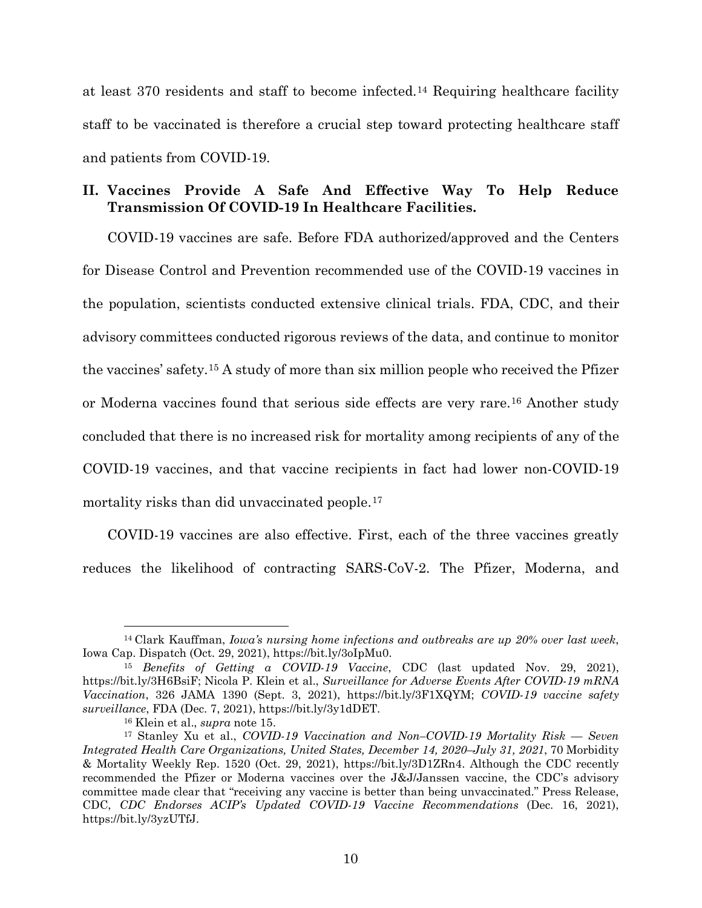at least 370 residents and staff to become infected.[14] Requiring healthcare facility staff to be vaccinated is therefore a crucial step toward protecting healthcare staff and patients from COVID-19.

## II. Vaccines Provide A Safe And Effective Way To Help Reduce Transmission Of COVID-19 In Healthcare Facilities.

COVID-19 vaccines are safe. Before FDA authorized/approved and the Centers for Disease Control and Prevention recommended use of the COVID-19 vaccines in the population, scientists conducted extensive clinical trials. FDA, CDC, and their advisory committees conducted rigorous reviews of the data, and continue to monitor the vaccines' safety.[15] A study of more than six million people who received the Pfizer or Moderna vaccines found that serious side effects are very rare.[16] Another study concluded that there is no increased risk for mortality among recipients of any of the COVID-19 vaccines, and that vaccine recipients in fact had lower non-COVID-19 mortality risks than did unvaccinated people.[17]

COVID-19 vaccines are also effective. First, each of the three vaccines greatly reduces the likelihood of contracting SARS-CoV-2. The Pfizer, Moderna, and

---

[14] Clark Kauffman, *Iowa's nursing home infections and outbreaks are up 20% over last week*, Iowa Cap. Dispatch (Oct. 29, 2021), https://bit.ly/3oIpMu0.

[15] *Benefits of Getting a COVID-19 Vaccine*, CDC (last updated Nov. 29, 2021), https://bit.ly/3H6BsiF; Nicola P. Klein et al., *Surveillance for Adverse Events After COVID-19 mRNA Vaccination*, 326 JAMA 1390 (Sept. 3, 2021), https://bit.ly/3F1XQYM; *COVID-19 vaccine safety surveillance*, FDA (Dec. 7, 2021), https://bit.ly/3y1dDET.

[16] Klein et al., *supra* note 15.

[17] Stanley Xu et al., *COVID-19 Vaccination and Non–COVID-19 Mortality Risk — Seven Integrated Health Care Organizations, United States, December 14, 2020–July 31, 2021*, 70 Morbidity & Mortality Weekly Rep. 1520 (Oct. 29, 2021), https://bit.ly/3D1ZRn4. Although the CDC recently recommended the Pfizer or Moderna vaccines over the J&J/Janssen vaccine, the CDC's advisory committee made clear that "receiving any vaccine is better than being unvaccinated." Press Release, CDC, *CDC Endorses ACIP's Updated COVID-19 Vaccine Recommendations* (Dec. 16, 2021), https://bit.ly/3yzUTfJ.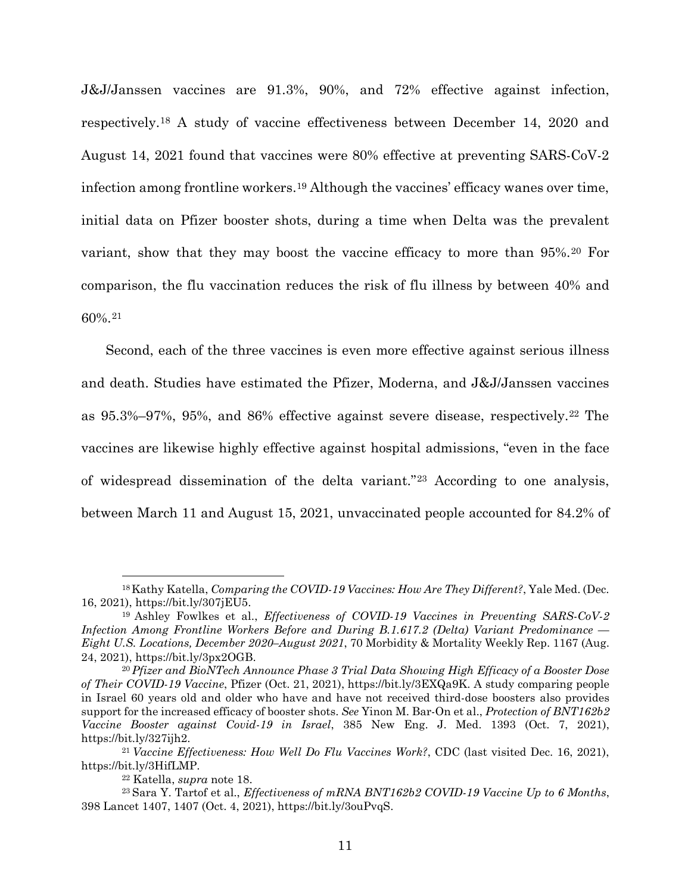J&J/Janssen vaccines are 91.3%, 90%, and 72% effective against infection, respectively.[18] A study of vaccine effectiveness between December 14, 2020 and August 14, 2021 found that vaccines were 80% effective at preventing SARS-CoV-2 infection among frontline workers.[19] Although the vaccines' efficacy wanes over time, initial data on Pfizer booster shots, during a time when Delta was the prevalent variant, show that they may boost the vaccine efficacy to more than 95%.[20] For comparison, the flu vaccination reduces the risk of flu illness by between 40% and 60%.[21]

Second, each of the three vaccines is even more effective against serious illness and death. Studies have estimated the Pfizer, Moderna, and J&J/Janssen vaccines as 95.3%–97%, 95%, and 86% effective against severe disease, respectively.[22] The vaccines are likewise highly effective against hospital admissions, "even in the face of widespread dissemination of the delta variant."[23] According to one analysis, between March 11 and August 15, 2021, unvaccinated people accounted for 84.2% of

---

[18] Kathy Katella, *Comparing the COVID-19 Vaccines: How Are They Different?*, Yale Med. (Dec. 16, 2021), https://bit.ly/307jEU5.

[19] Ashley Fowlkes et al., *Effectiveness of COVID-19 Vaccines in Preventing SARS-CoV-2 Infection Among Frontline Workers Before and During B.1.617.2 (Delta) Variant Predominance — Eight U.S. Locations, December 2020–August 2021*, 70 Morbidity & Mortality Weekly Rep. 1167 (Aug. 24, 2021), https://bit.ly/3px2OGB.

[20] *Pfizer and BioNTech Announce Phase 3 Trial Data Showing High Efficacy of a Booster Dose of Their COVID-19 Vaccine*, Pfizer (Oct. 21, 2021), https://bit.ly/3EXQa9K. A study comparing people in Israel 60 years old and older who have and have not received third-dose boosters also provides support for the increased efficacy of booster shots. *See* Yinon M. Bar-On et al., *Protection of BNT162b2 Vaccine Booster against Covid-19 in Israel*, 385 New Eng. J. Med. 1393 (Oct. 7, 2021), https://bit.ly/327ijh2.

[21] *Vaccine Effectiveness: How Well Do Flu Vaccines Work?*, CDC (last visited Dec. 16, 2021), https://bit.ly/3HifLMP.

[22] Katella, *supra* note 18.

[23] Sara Y. Tartof et al., *Effectiveness of mRNA BNT162b2 COVID-19 Vaccine Up to 6 Months*, 398 Lancet 1407, 1407 (Oct. 4, 2021), https://bit.ly/3ouPvqS.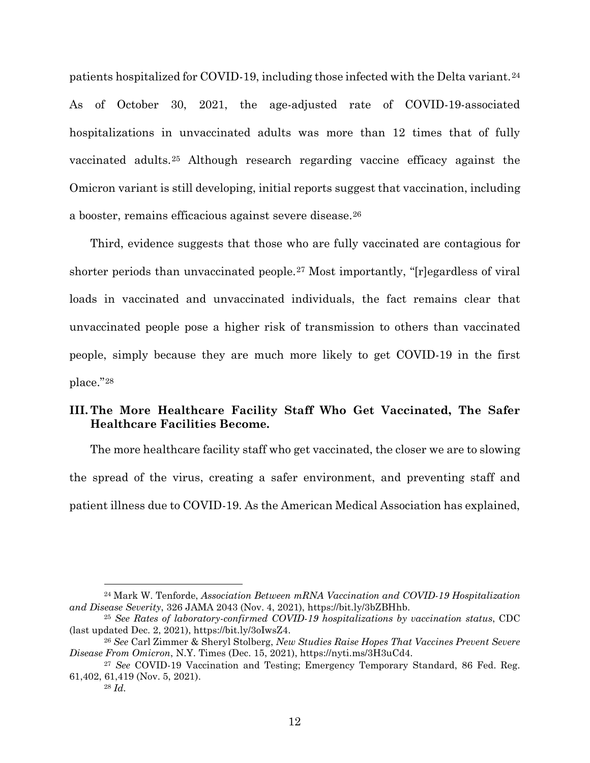patients hospitalized for COVID-19, including those infected with the Delta variant.[24] As of October 30, 2021, the age-adjusted rate of COVID-19-associated hospitalizations in unvaccinated adults was more than 12 times that of fully vaccinated adults.[25] Although research regarding vaccine efficacy against the Omicron variant is still developing, initial reports suggest that vaccination, including a booster, remains efficacious against severe disease.[26]

Third, evidence suggests that those who are fully vaccinated are contagious for shorter periods than unvaccinated people.[27] Most importantly, "[r]egardless of viral loads in vaccinated and unvaccinated individuals, the fact remains clear that unvaccinated people pose a higher risk of transmission to others than vaccinated people, simply because they are much more likely to get COVID-19 in the first place."[28]

## III. The More Healthcare Facility Staff Who Get Vaccinated, The Safer Healthcare Facilities Become.

The more healthcare facility staff who get vaccinated, the closer we are to slowing the spread of the virus, creating a safer environment, and preventing staff and patient illness due to COVID-19. As the American Medical Association has explained,

---

[24] Mark W. Tenforde, *Association Between mRNA Vaccination and COVID-19 Hospitalization and Disease Severity*, 326 JAMA 2043 (Nov. 4, 2021), https://bit.ly/3bZBHhb.

[25] *See Rates of laboratory-confirmed COVID-19 hospitalizations by vaccination status*, CDC (last updated Dec. 2, 2021), https://bit.ly/3oIwsZ4.

[26] *See* Carl Zimmer & Sheryl Stolberg, *New Studies Raise Hopes That Vaccines Prevent Severe Disease From Omicron*, N.Y. Times (Dec. 15, 2021), https://nyti.ms/3H3uCd4.

[27] *See* COVID-19 Vaccination and Testing; Emergency Temporary Standard, 86 Fed. Reg. 61,402, 61,419 (Nov. 5, 2021).

[28] *Id.*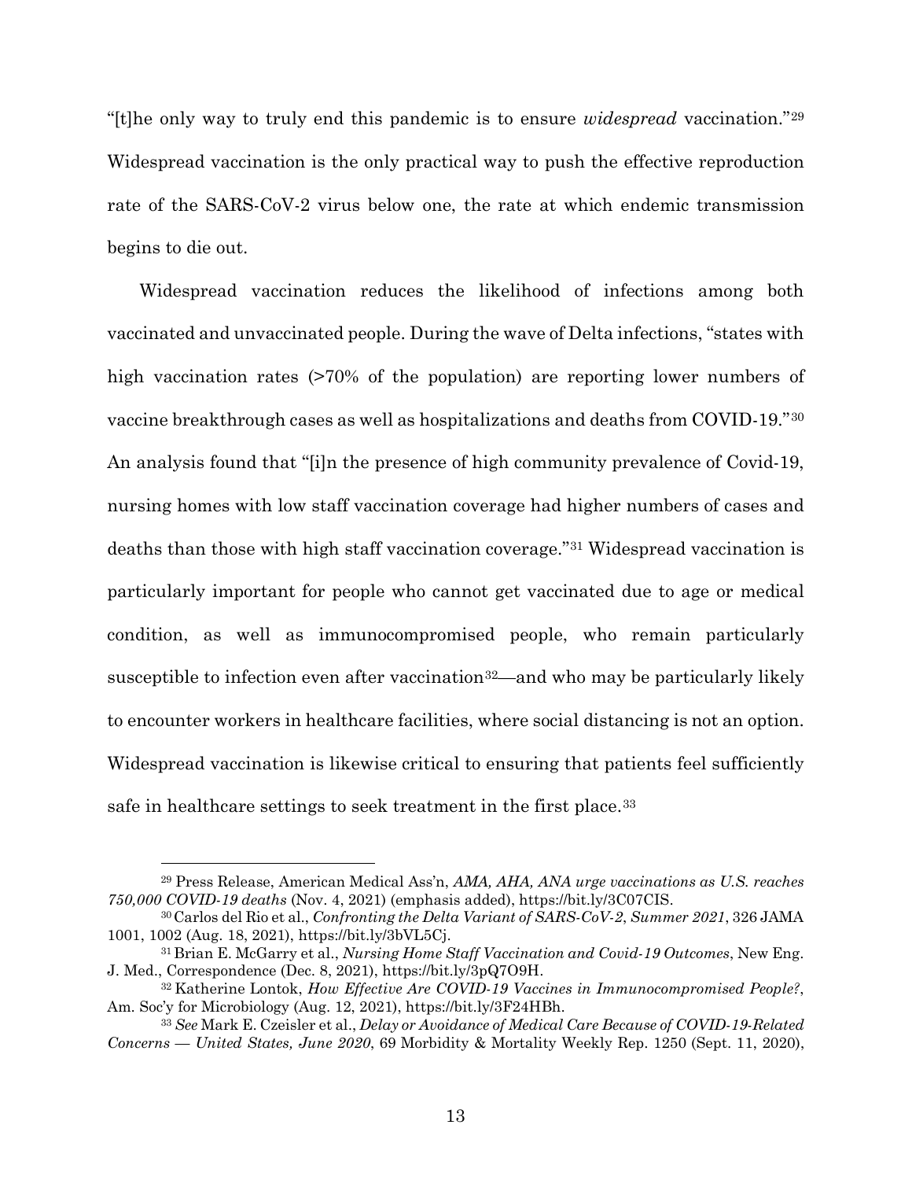"[t]he only way to truly end this pandemic is to ensure *widespread* vaccination."[29] Widespread vaccination is the only practical way to push the effective reproduction rate of the SARS-CoV-2 virus below one, the rate at which endemic transmission begins to die out.

Widespread vaccination reduces the likelihood of infections among both vaccinated and unvaccinated people. During the wave of Delta infections, "states with high vaccination rates (>70% of the population) are reporting lower numbers of vaccine breakthrough cases as well as hospitalizations and deaths from COVID-19."[30] An analysis found that "[i]n the presence of high community prevalence of Covid-19, nursing homes with low staff vaccination coverage had higher numbers of cases and deaths than those with high staff vaccination coverage."[31] Widespread vaccination is particularly important for people who cannot get vaccinated due to age or medical condition, as well as immunocompromised people, who remain particularly susceptible to infection even after vaccination[32]—and who may be particularly likely to encounter workers in healthcare facilities, where social distancing is not an option. Widespread vaccination is likewise critical to ensuring that patients feel sufficiently safe in healthcare settings to seek treatment in the first place.[33]

---

[29] Press Release, American Medical Ass'n, *AMA, AHA, ANA urge vaccinations as U.S. reaches 750,000 COVID-19 deaths* (Nov. 4, 2021) (emphasis added), https://bit.ly/3C07CIS.

[30] Carlos del Rio et al., *Confronting the Delta Variant of SARS-CoV-2, Summer 2021*, 326 JAMA 1001, 1002 (Aug. 18, 2021), https://bit.ly/3bVL5Cj.

[31] Brian E. McGarry et al., *Nursing Home Staff Vaccination and Covid-19 Outcomes*, New Eng. J. Med., Correspondence (Dec. 8, 2021), https://bit.ly/3pQ7O9H.

[32] Katherine Lontok, *How Effective Are COVID-19 Vaccines in Immunocompromised People?*, Am. Soc'y for Microbiology (Aug. 12, 2021), https://bit.ly/3F24HBh.

[33] *See* Mark E. Czeisler et al., *Delay or Avoidance of Medical Care Because of COVID-19-Related Concerns — United States, June 2020*, 69 Morbidity & Mortality Weekly Rep. 1250 (Sept. 11, 2020),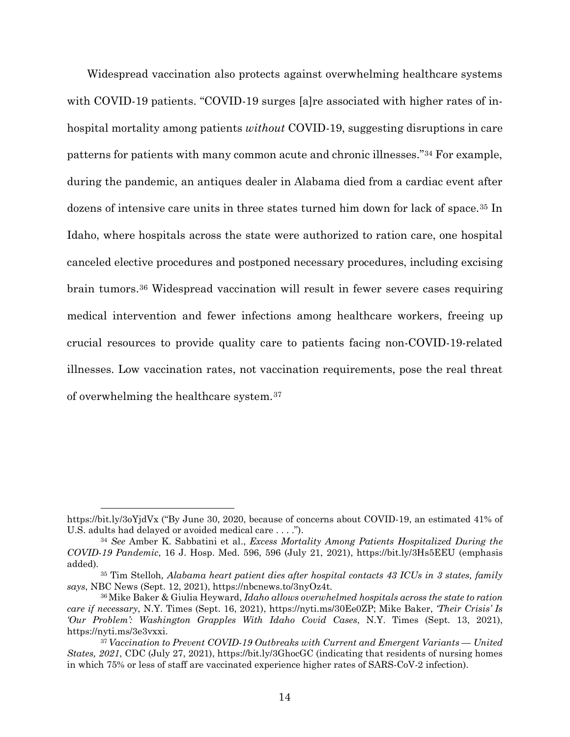Widespread vaccination also protects against overwhelming healthcare systems with COVID-19 patients. "COVID-19 surges [a]re associated with higher rates of in-hospital mortality among patients *without* COVID-19, suggesting disruptions in care patterns for patients with many common acute and chronic illnesses."[34] For example, during the pandemic, an antiques dealer in Alabama died from a cardiac event after dozens of intensive care units in three states turned him down for lack of space.[35] In Idaho, where hospitals across the state were authorized to ration care, one hospital canceled elective procedures and postponed necessary procedures, including excising brain tumors.[36] Widespread vaccination will result in fewer severe cases requiring medical intervention and fewer infections among healthcare workers, freeing up crucial resources to provide quality care to patients facing non-COVID-19-related illnesses. Low vaccination rates, not vaccination requirements, pose the real threat of overwhelming the healthcare system.[37]

---

https://bit.ly/3oYjdVx ("By June 30, 2020, because of concerns about COVID-19, an estimated 41% of U.S. adults had delayed or avoided medical care . . . .").

[34] *See* Amber K. Sabbatini et al., *Excess Mortality Among Patients Hospitalized During the COVID-19 Pandemic*, 16 J. Hosp. Med. 596, 596 (July 21, 2021), https://bit.ly/3Hs5EEU (emphasis added).

[35] Tim Stelloh, *Alabama heart patient dies after hospital contacts 43 ICUs in 3 states, family says*, NBC News (Sept. 12, 2021), https://nbcnews.to/3nyOz4t.

[36] Mike Baker & Giulia Heyward, *Idaho allows overwhelmed hospitals across the state to ration care if necessary*, N.Y. Times (Sept. 16, 2021), https://nyti.ms/30Ee0ZP; Mike Baker, *'Their Crisis' Is 'Our Problem': Washington Grapples With Idaho Covid Cases*, N.Y. Times (Sept. 13, 2021), https://nyti.ms/3e3vxxi.

[37] *Vaccination to Prevent COVID-19 Outbreaks with Current and Emergent Variants — United States, 2021*, CDC (July 27, 2021), https://bit.ly/3GhocGC (indicating that residents of nursing homes in which 75% or less of staff are vaccinated experience higher rates of SARS-CoV-2 infection).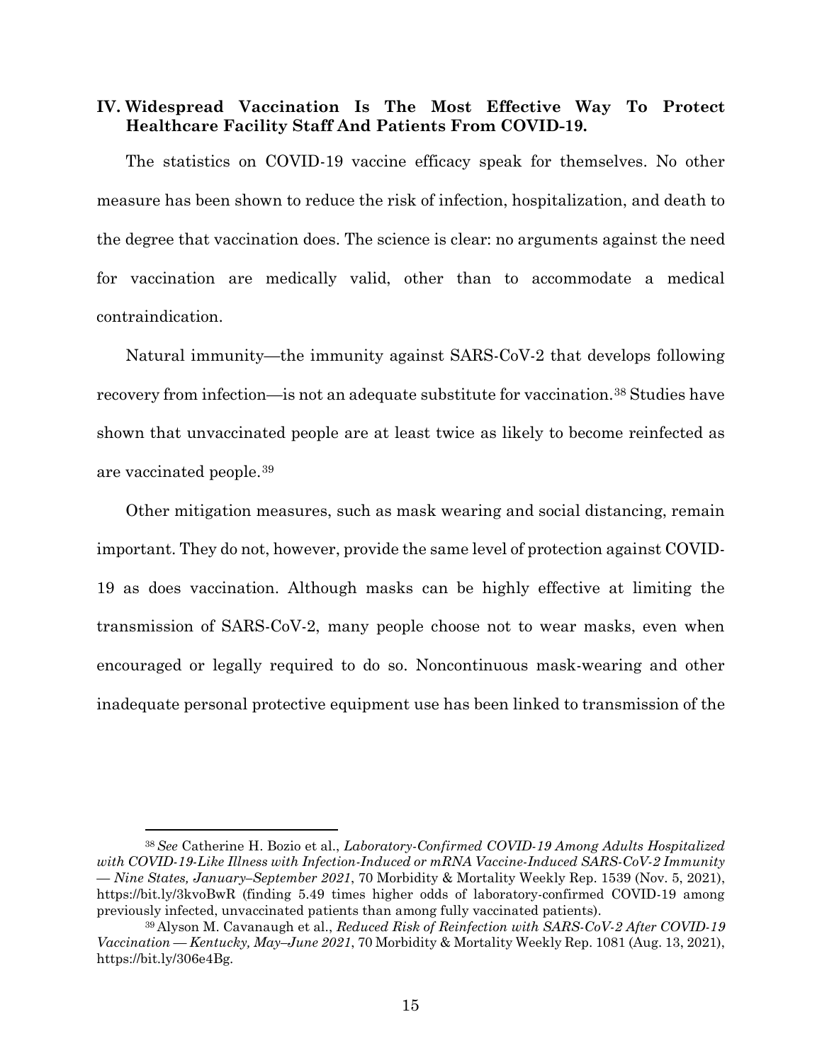## IV. Widespread Vaccination Is The Most Effective Way To Protect Healthcare Facility Staff And Patients From COVID-19.

The statistics on COVID-19 vaccine efficacy speak for themselves. No other measure has been shown to reduce the risk of infection, hospitalization, and death to the degree that vaccination does. The science is clear: no arguments against the need for vaccination are medically valid, other than to accommodate a medical contraindication.

Natural immunity—the immunity against SARS-CoV-2 that develops following recovery from infection—is not an adequate substitute for vaccination.[38] Studies have shown that unvaccinated people are at least twice as likely to become reinfected as are vaccinated people.[39]

Other mitigation measures, such as mask wearing and social distancing, remain important. They do not, however, provide the same level of protection against COVID-19 as does vaccination. Although masks can be highly effective at limiting the transmission of SARS-CoV-2, many people choose not to wear masks, even when encouraged or legally required to do so. Noncontinuous mask-wearing and other inadequate personal protective equipment use has been linked to transmission of the

---

[38] *See* Catherine H. Bozio et al., *Laboratory-Confirmed COVID-19 Among Adults Hospitalized with COVID-19-Like Illness with Infection-Induced or mRNA Vaccine-Induced SARS-CoV-2 Immunity — Nine States, January–September 2021*, 70 Morbidity & Mortality Weekly Rep. 1539 (Nov. 5, 2021), https://bit.ly/3kvoBwR (finding 5.49 times higher odds of laboratory-confirmed COVID-19 among previously infected, unvaccinated patients than among fully vaccinated patients).

[39] Alyson M. Cavanaugh et al., *Reduced Risk of Reinfection with SARS-CoV-2 After COVID-19 Vaccination — Kentucky, May–June 2021*, 70 Morbidity & Mortality Weekly Rep. 1081 (Aug. 13, 2021), https://bit.ly/306e4Bg.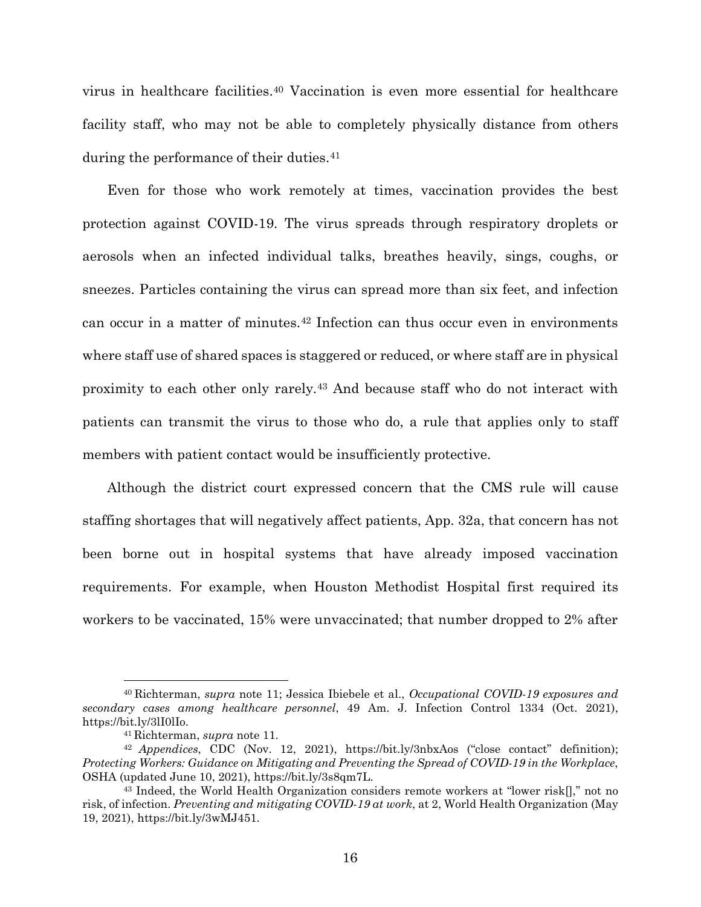virus in healthcare facilities.[40] Vaccination is even more essential for healthcare facility staff, who may not be able to completely physically distance from others during the performance of their duties.[41]

Even for those who work remotely at times, vaccination provides the best protection against COVID-19. The virus spreads through respiratory droplets or aerosols when an infected individual talks, breathes heavily, sings, coughs, or sneezes. Particles containing the virus can spread more than six feet, and infection can occur in a matter of minutes.[42] Infection can thus occur even in environments where staff use of shared spaces is staggered or reduced, or where staff are in physical proximity to each other only rarely.[43] And because staff who do not interact with patients can transmit the virus to those who do, a rule that applies only to staff members with patient contact would be insufficiently protective.

Although the district court expressed concern that the CMS rule will cause staffing shortages that will negatively affect patients, App. 32a, that concern has not been borne out in hospital systems that have already imposed vaccination requirements. For example, when Houston Methodist Hospital first required its workers to be vaccinated, 15% were unvaccinated; that number dropped to 2% after

---

[40] Richterman, *supra* note 11; Jessica Ibiebele et al., *Occupational COVID-19 exposures and secondary cases among healthcare personnel*, 49 Am. J. Infection Control 1334 (Oct. 2021), https://bit.ly/3lI0lIo.

[41] Richterman, *supra* note 11.

[42] *Appendices*, CDC (Nov. 12, 2021), https://bit.ly/3nbxAos ("close contact" definition); *Protecting Workers: Guidance on Mitigating and Preventing the Spread of COVID-19 in the Workplace*, OSHA (updated June 10, 2021), https://bit.ly/3s8qm7L.

[43] Indeed, the World Health Organization considers remote workers at "lower risk[]," not no risk, of infection. *Preventing and mitigating COVID-19 at work*, at 2, World Health Organization (May 19, 2021), https://bit.ly/3wMJ451.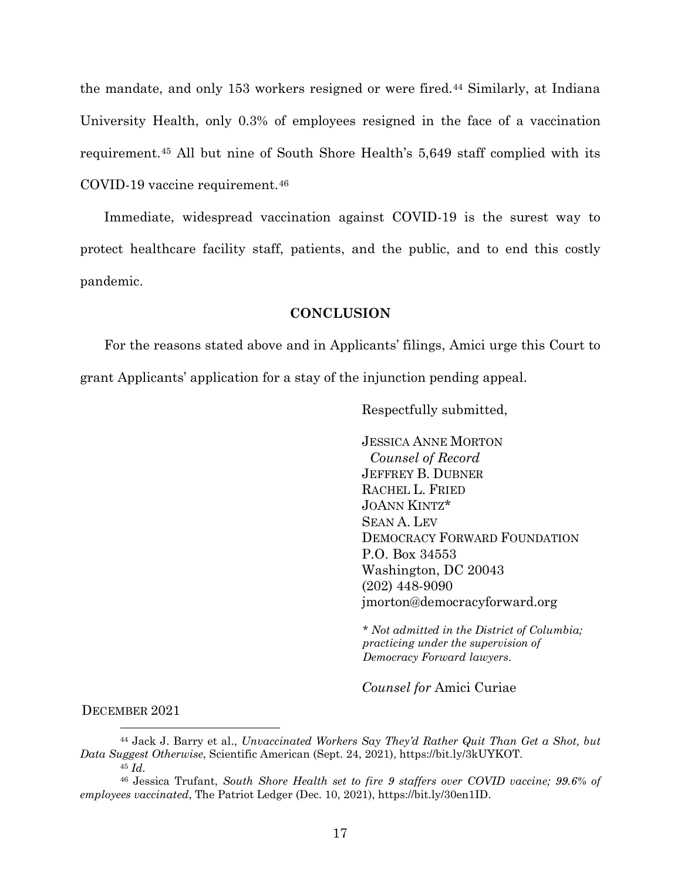the mandate, and only 153 workers resigned or were fired.[44] Similarly, at Indiana University Health, only 0.3% of employees resigned in the face of a vaccination requirement.[45] All but nine of South Shore Health's 5,649 staff complied with its COVID-19 vaccine requirement.[46]

Immediate, widespread vaccination against COVID-19 is the surest way to protect healthcare facility staff, patients, and the public, and to end this costly pandemic.

## CONCLUSION

For the reasons stated above and in Applicants' filings, Amici urge this Court to grant Applicants' application for a stay of the injunction pending appeal.

Respectfully submitted,

JESSICA ANNE MORTON
*Counsel of Record*
JEFFREY B. DUBNER
RACHEL L. FRIED
JOANN KINTZ*
SEAN A. LEV
DEMOCRACY FORWARD FOUNDATION
P.O. Box 34553
Washington, DC 20043
(202) 448-9090
jmorton@democracyforward.org

*\* Not admitted in the District of Columbia; practicing under the supervision of Democracy Forward lawyers.*

*Counsel for* Amici Curiae

DECEMBER 2021

---

[44] Jack J. Barry et al., *Unvaccinated Workers Say They'd Rather Quit Than Get a Shot, but Data Suggest Otherwise*, Scientific American (Sept. 24, 2021), https://bit.ly/3kUYKOT.

[45] *Id.*

[46] Jessica Trufant, *South Shore Health set to fire 9 staffers over COVID vaccine; 99.6% of employees vaccinated*, The Patriot Ledger (Dec. 10, 2021), https://bit.ly/30en1ID.